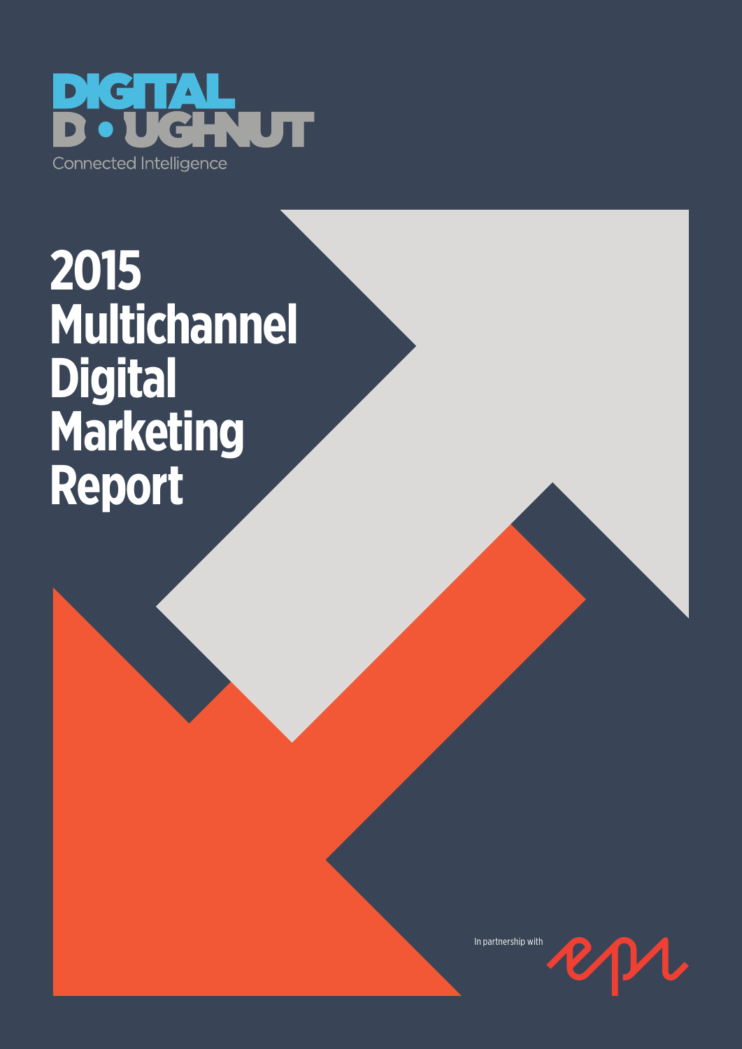DIGITAL DOUGHNUT

Connected Intelligence

# 2015 Multichannel Digital Marketing Report

In partnership with epi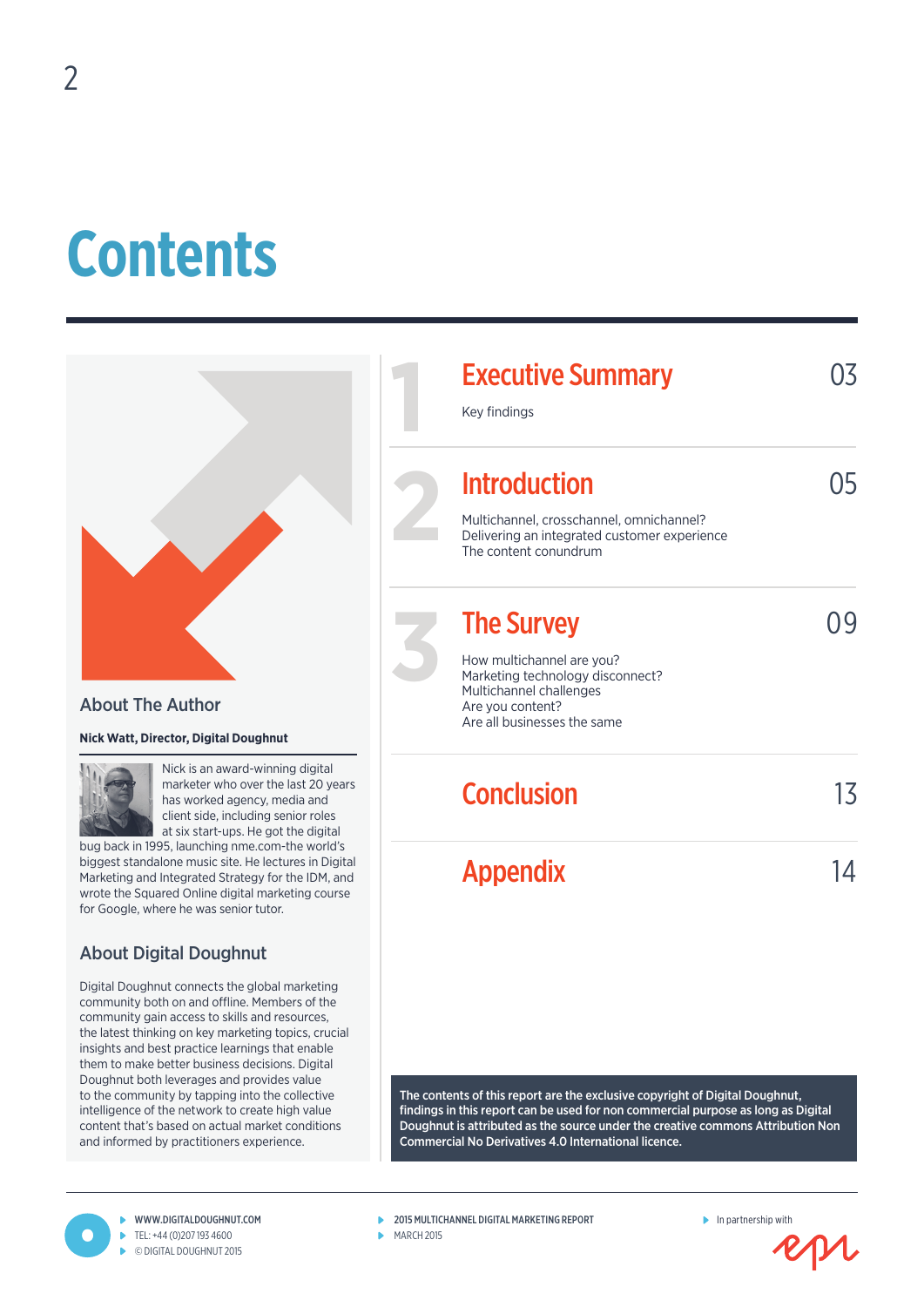# Contents

## 1 Executive Summary — 03

Key findings

## 2 Introduction — 05

Multichannel, crosschannel, omnichannel?
Delivering an integrated customer experience
The content conundrum

## 3 The Survey — 09

How multichannel are you?
Marketing technology disconnect?
Multichannel challenges
Are you content?
Are all businesses the same

## Conclusion — 13

## Appendix — 14

**The contents of this report are the exclusive copyright of Digital Doughnut, findings in this report can be used for non commercial purpose as long as Digital Doughnut is attributed as the source under the creative commons Attribution Non Commercial No Derivatives 4.0 International licence.**

## About The Author

**Nick Watt, Director, Digital Doughnut**

Nick is an award-winning digital marketer who over the last 20 years has worked agency, media and client side, including senior roles at six start-ups. He got the digital bug back in 1995, launching nme.com-the world's biggest standalone music site. He lectures in Digital Marketing and Integrated Strategy for the IDM, and wrote the Squared Online digital marketing course for Google, where he was senior tutor.

## About Digital Doughnut

Digital Doughnut connects the global marketing community both on and offline. Members of the community gain access to skills and resources, the latest thinking on key marketing topics, crucial insights and best practice learnings that enable them to make better business decisions. Digital Doughnut both leverages and provides value to the community by tapping into the collective intelligence of the network to create high value content that's based on actual market conditions and informed by practitioners experience.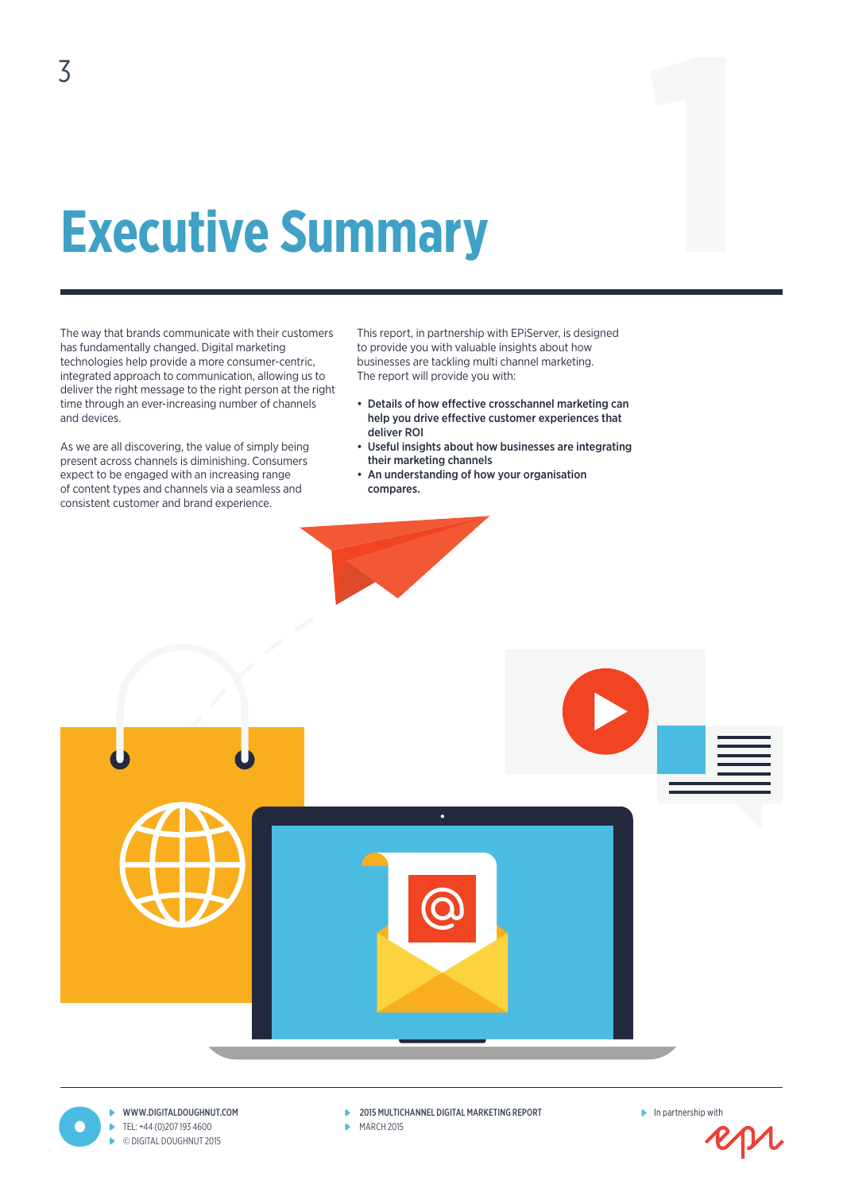# Executive Summary

The way that brands communicate with their customers has fundamentally changed. Digital marketing technologies help provide a more consumer-centric, integrated approach to communication, allowing us to deliver the right message to the right person at the right time through an ever-increasing number of channels and devices.

As we are all discovering, the value of simply being present across channels is diminishing. Consumers expect to be engaged with an increasing range of content types and channels via a seamless and consistent customer and brand experience.

This report, in partnership with EPiServer, is designed to provide you with valuable insights about how businesses are tackling multi channel marketing. The report will provide you with:

- **Details of how effective crosschannel marketing can help you drive effective customer experiences that deliver ROI**
- **Useful insights about how businesses are integrating their marketing channels**
- **An understanding of how your organisation compares.**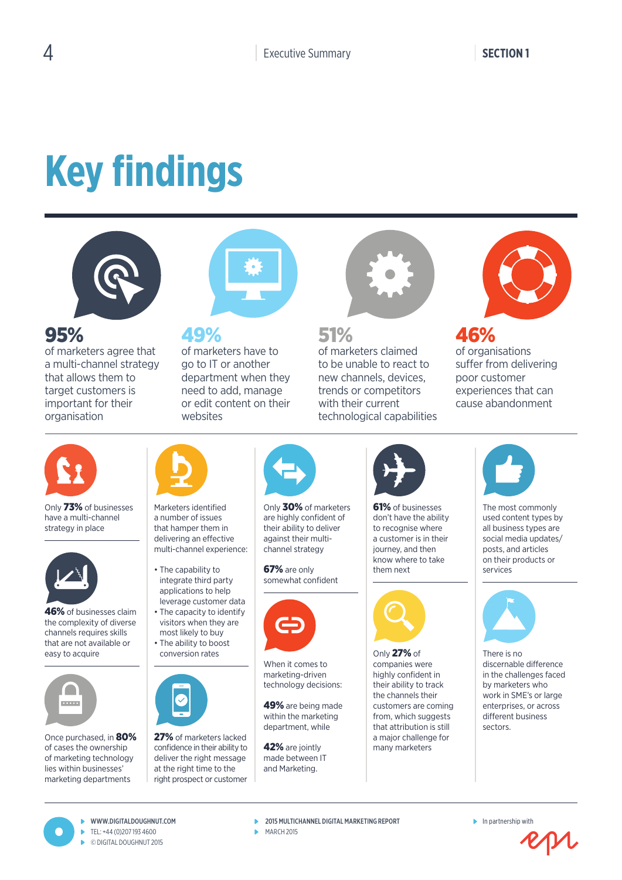# Key findings

**95%**
of marketers agree that a multi-channel strategy that allows them to target customers is important for their organisation

**49%**
of marketers have to go to IT or another department when they need to add, manage or edit content on their websites

**51%**
of marketers claimed to be unable to react to new channels, devices, trends or competitors with their current technological capabilities

**46%**
of organisations suffer from delivering poor customer experiences that can cause abandonment

Only **73%** of businesses have a multi-channel strategy in place

**46%** of businesses claim the complexity of diverse channels requires skills that are not available or easy to acquire

Once purchased, in **80%** of cases the ownership of marketing technology lies within businesses' marketing departments

Marketers identified a number of issues that hamper them in delivering an effective multi-channel experience:

- The capability to integrate third party applications to help leverage customer data
- The capacity to identify visitors when they are most likely to buy
- The ability to boost conversion rates

**27%** of marketers lacked confidence in their ability to deliver the right message at the right time to the right prospect or customer

Only **30%** of marketers are highly confident of their ability to deliver against their multi-channel strategy

**67%** are only somewhat confident

When it comes to marketing-driven technology decisions:

**49%** are being made within the marketing department, while

**42%** are jointly made between IT and Marketing.

**61%** of businesses don't have the ability to recognise where a customer is in their journey, and then know where to take them next

Only **27%** of companies were highly confident in their ability to track the channels their customers are coming from, which suggests that attribution is still a major challenge for many marketers

The most commonly used content types by all business types are social media updates/ posts, and articles on their products or services

There is no discernable difference in the challenges faced by marketers who work in SME's or large enterprises, or across different business sectors.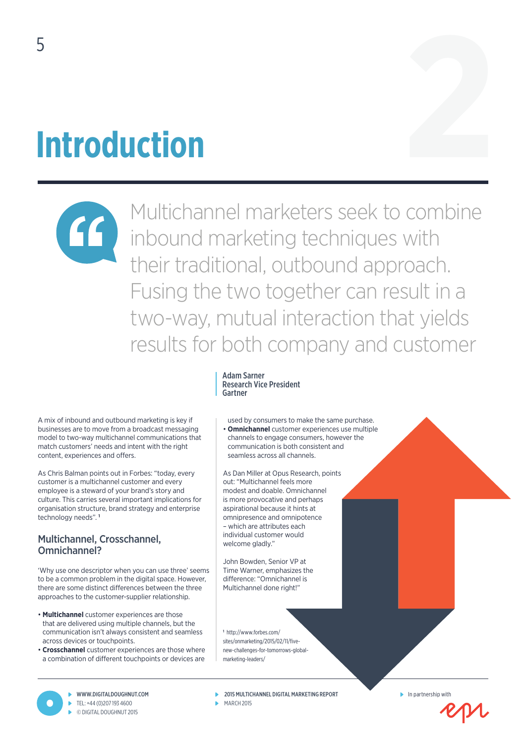# Introduction

> Multichannel marketers seek to combine inbound marketing techniques with their traditional, outbound approach. Fusing the two together can result in a two-way, mutual interaction that yields results for both company and customer

**Adam Sarner**
**Research Vice President**
**Gartner**

A mix of inbound and outbound marketing is key if businesses are to move from a broadcast messaging model to two-way multichannel communications that match customers' needs and intent with the right content, experiences and offers.

As Chris Balman points out in Forbes: "today, every customer is a multichannel customer and every employee is a steward of your brand's story and culture. This carries several important implications for organisation structure, brand strategy and enterprise technology needs".[1]

## Multichannel, Crosschannel, Omnichannel?

'Why use one descriptor when you can use three' seems to be a common problem in the digital space. However, there are some distinct differences between the three approaches to the customer-supplier relationship.

- **Multichannel** customer experiences are those that are delivered using multiple channels, but the communication isn't always consistent and seamless across devices or touchpoints.
- **Crosschannel** customer experiences are those where a combination of different touchpoints or devices are used by consumers to make the same purchase.
- **Omnichannel** customer experiences use multiple channels to engage consumers, however the communication is both consistent and seamless across all channels.

As Dan Miller at Opus Research, points out: "Multichannel feels more modest and doable. Omnichannel is more provocative and perhaps aspirational because it hints at omnipresence and omnipotence – which are attributes each individual customer would welcome gladly."

John Bowden, Senior VP at Time Warner, emphasizes the difference: "Omnichannel is Multichannel done right!"

[1] http://www.forbes.com/sites/onmarketing/2015/02/11/five-new-challenges-for-tomorrows-global-marketing-leaders/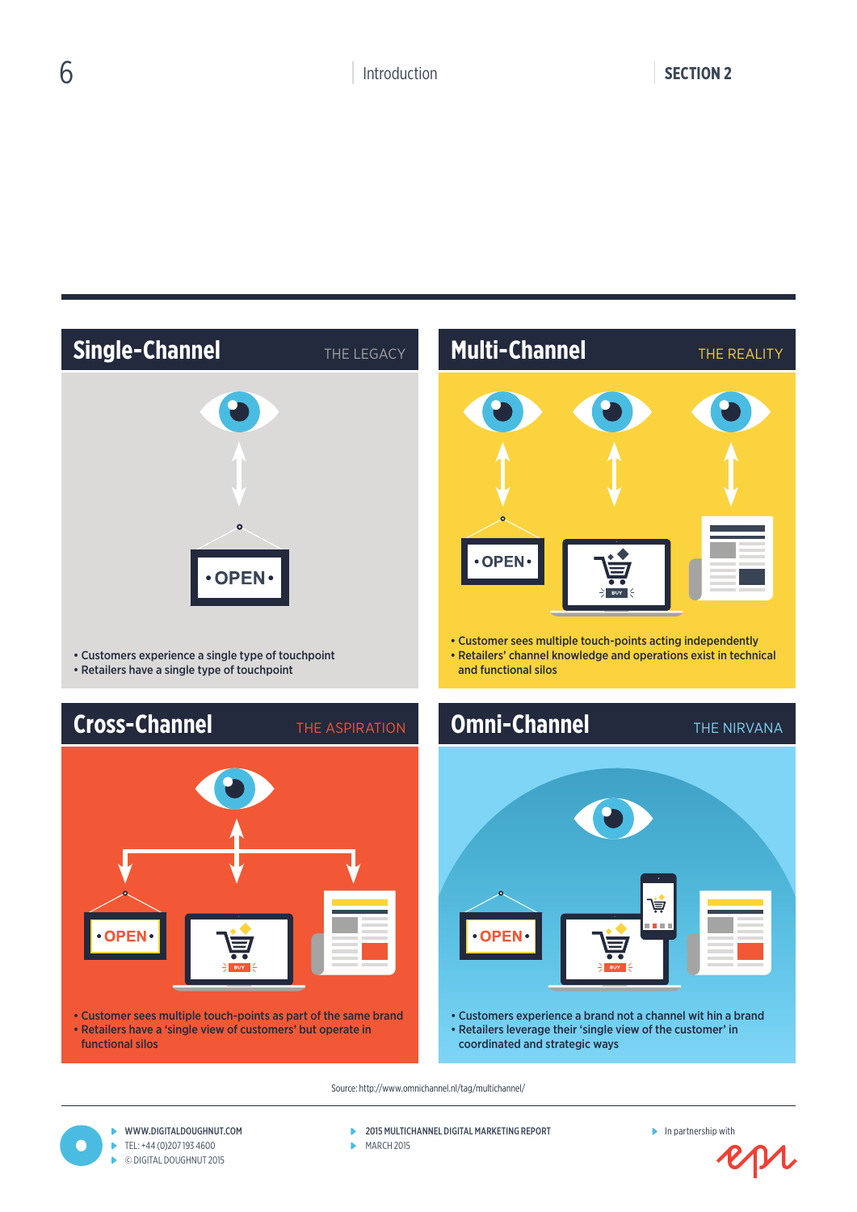## Single-Channel

THE LEGACY

• OPEN •

- Customers experience a single type of touchpoint
- Retailers have a single type of touchpoint

## Multi-Channel

THE REALITY

• OPEN •

BUY

- Customer sees multiple touch-points acting independently
- Retailers' channel knowledge and operations exist in technical and functional silos

## Cross-Channel

THE ASPIRATION

• OPEN •

BUY

- Customer sees multiple touch-points as part of the same brand
- Retailers have a 'single view of customers' but operate in functional silos

## Omni-Channel

THE NIRVANA

• OPEN •

BUY

- Customers experience a brand not a channel wit hin a brand
- Retailers leverage their 'single view of the customer' in coordinated and strategic ways

Source: http://www.omnichannel.nl/tag/multichannel/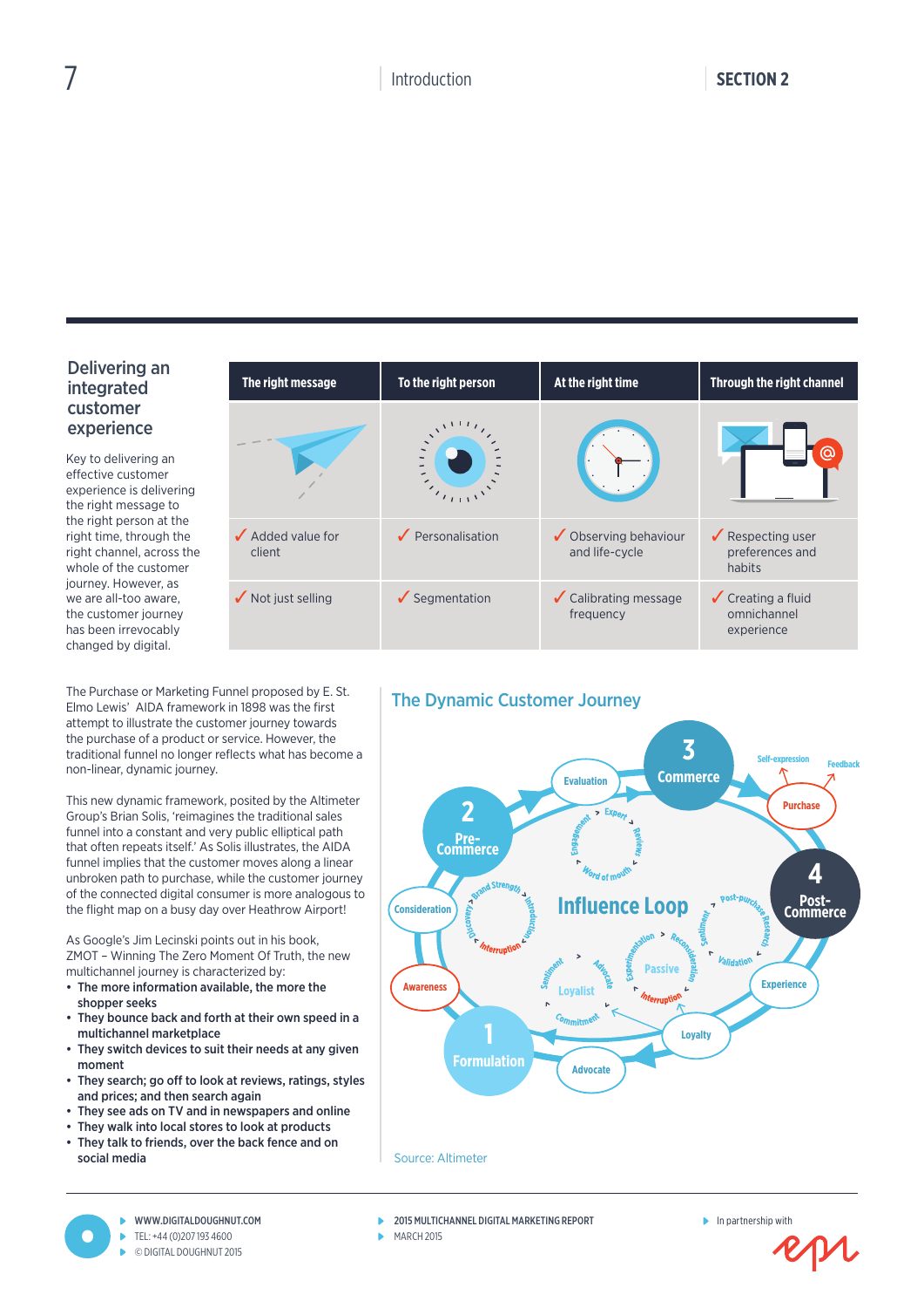## Delivering an integrated customer experience

Key to delivering an effective customer experience is delivering the right message to the right person at the right time, through the right channel, across the whole of the customer journey. However, as we are all-too aware, the customer journey has been irrevocably changed by digital.

| The right message | To the right person | At the right time | Through the right channel |
|---|---|---|---|
| ✓ Added value for client | ✓ Personalisation | ✓ Observing behaviour and life-cycle | ✓ Respecting user preferences and habits |
| ✓ Not just selling | ✓ Segmentation | ✓ Calibrating message frequency | ✓ Creating a fluid omnichannel experience |

The Purchase or Marketing Funnel proposed by E. St. Elmo Lewis' AIDA framework in 1898 was the first attempt to illustrate the customer journey towards the purchase of a product or service. However, the traditional funnel no longer reflects what has become a non-linear, dynamic journey.

This new dynamic framework, posited by the Altimeter Group's Brian Solis, 'reimagines the traditional sales funnel into a constant and very public elliptical path that often repeats itself.' As Solis illustrates, the AIDA funnel implies that the customer moves along a linear unbroken path to purchase, while the customer journey of the connected digital consumer is more analogous to the flight map on a busy day over Heathrow Airport!

As Google's Jim Lecinski points out in his book, ZMOT – Winning The Zero Moment Of Truth, the new multichannel journey is characterized by:

- **The more information available, the more the shopper seeks**
- **They bounce back and forth at their own speed in a multichannel marketplace**
- **They switch devices to suit their needs at any given moment**
- **They search; go off to look at reviews, ratings, styles and prices; and then search again**
- **They see ads on TV and in newspapers and online**
- **They walk into local stores to look at products**
- **They talk to friends, over the back fence and on social media**

### The Dynamic Customer Journey

1 Formulation
2 Pre-Commerce
3 Commerce
4 Post-Commerce
Influence Loop
Awareness
Consideration
Evaluation
Purchase
Self-expression
Feedback
Experience
Loyalty
Advocate
Discovery, Brand Strength, Introduction, Interruption
Engagement, Expert, Reviews, Word of mouth
Post-purchase Research, Sentiment, Validation
Experimentation, Reconsideration, Passive, Interruption
Sentiment, Advocate, Loyalist, Commitment

Source: Altimeter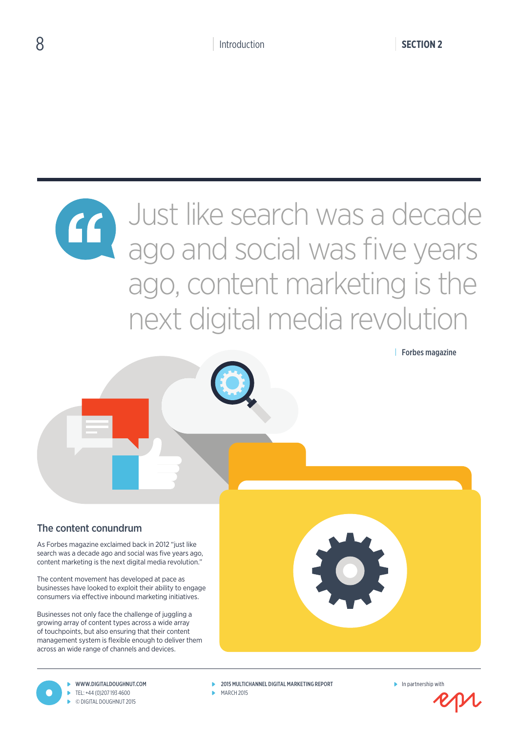> Just like search was a decade ago and social was five years ago, content marketing is the next digital media revolution
>
> Forbes magazine

## The content conundrum

As Forbes magazine exclaimed back in 2012 "just like search was a decade ago and social was five years ago, content marketing is the next digital media revolution."

The content movement has developed at pace as businesses have looked to exploit their ability to engage consumers via effective inbound marketing initiatives.

Businesses not only face the challenge of juggling a growing array of content types across a wide array of touchpoints, but also ensuring that their content management system is flexible enough to deliver them across an wide range of channels and devices.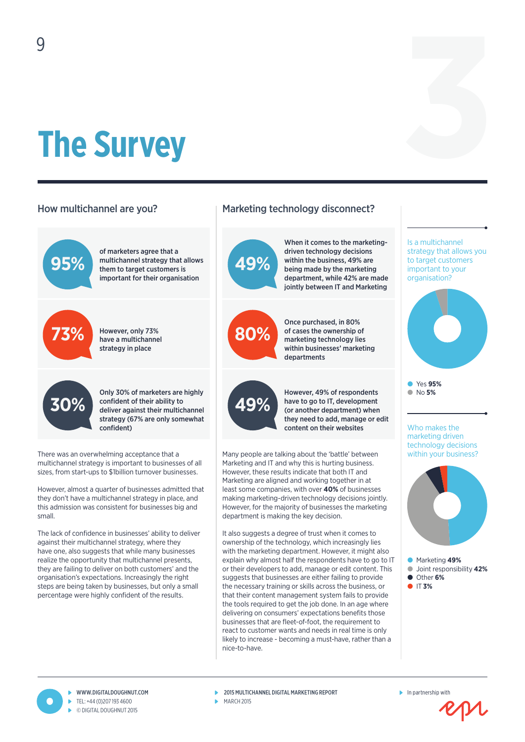# The Survey

## How multichannel are you?

**95%** of marketers agree that a multichannel strategy that allows them to target customers is important for their organisation

**73%** However, only 73% have a multichannel strategy in place

**30%** Only 30% of marketers are highly confident of their ability to deliver against their multichannel strategy (67% are only somewhat confident)

There was an overwhelming acceptance that a multichannel strategy is important to businesses of all sizes, from start-ups to $1billion turnover businesses.

However, almost a quarter of businesses admitted that they don't have a multichannel strategy in place, and this admission was consistent for businesses big and small.

The lack of confidence in businesses' ability to deliver against their multichannel strategy, where they have one, also suggests that while many businesses realize the opportunity that multichannel presents, they are failing to deliver on both customers' and the organisation's expectations. Increasingly the right steps are being taken by businesses, but only a small percentage were highly confident of the results.

## Marketing technology disconnect?

**49%** When it comes to the marketing-driven technology decisions within the business, 49% are being made by the marketing department, while 42% are made jointly between IT and Marketing

**80%** Once purchased, in 80% of cases the ownership of marketing technology lies within businesses' marketing departments

**49%** However, 49% of respondents have to go to IT, development (or another department) when they need to add, manage or edit content on their websites

Many people are talking about the 'battle' between Marketing and IT and why this is hurting business. However, these results indicate that both IT and Marketing are aligned and working together in at least some companies, with over **40%** of businesses making marketing-driven technology decisions jointly. However, for the majority of businesses the marketing department is making the key decision.

It also suggests a degree of trust when it comes to ownership of the technology, which increasingly lies with the marketing department. However, it might also explain why almost half the respondents have to go to IT or their developers to add, manage or edit content. This suggests that businesses are either failing to provide the necessary training or skills across the business, or that their content management system fails to provide the tools required to get the job done. In an age where delivering on consumers' expectations benefits those businesses that are fleet-of-foot, the requirement to react to customer wants and needs in real time is only likely to increase - becoming a must-have, rather than a nice-to-have.

Is a multichannel strategy that allows you to target customers important to your organisation?

Yes **95%**
No **5%**

Who makes the marketing driven technology decisions within your business?

Marketing **49%**
Joint responsibility **42%**
Other **6%**
IT **3%**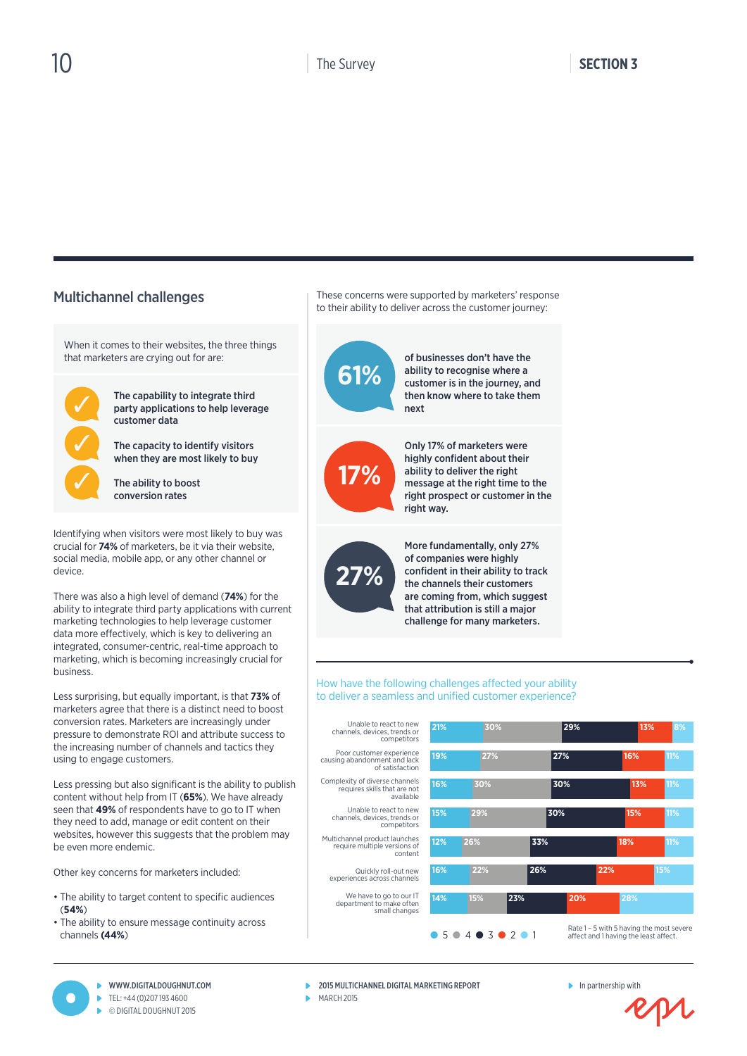## Multichannel challenges

When it comes to their websites, the three things that marketers are crying out for are:

- **The capability to integrate third party applications to help leverage customer data**
- **The capacity to identify visitors when they are most likely to buy**
- **The ability to boost conversion rates**

Identifying when visitors were most likely to buy was crucial for **74%** of marketers, be it via their website, social media, mobile app, or any other channel or device.

There was also a high level of demand (**74%**) for the ability to integrate third party applications with current marketing technologies to help leverage customer data more effectively, which is key to delivering an integrated, consumer-centric, real-time approach to marketing, which is becoming increasingly crucial for business.

Less surprising, but equally important, is that **73%** of marketers agree that there is a distinct need to boost conversion rates. Marketers are increasingly under pressure to demonstrate ROI and attribute success to the increasing number of channels and tactics they using to engage customers.

Less pressing but also significant is the ability to publish content without help from IT (**65%**). We have already seen that **49%** of respondents have to go to IT when they need to add, manage or edit content on their websites, however this suggests that the problem may be even more endemic.

Other key concerns for marketers included:

- The ability to target content to specific audiences (**54%**)
- The ability to ensure message continuity across channels **(44%)**

These concerns were supported by marketers' response to their ability to deliver across the customer journey:

**61%** **of businesses don't have the ability to recognise where a customer is in the journey, and then know where to take them next**

**17%** **Only 17% of marketers were highly confident about their ability to deliver the right message at the right time to the right prospect or customer in the right way.**

**27%** **More fundamentally, only 27% of companies were highly confident in their ability to track the channels their customers are coming from, which suggest that attribution is still a major challenge for many marketers.**

How have the following challenges affected your ability to deliver a seamless and unified customer experience?

Unable to react to new channels, devices, trends or competitors: 21% 30% 29% 13% 8%
Poor customer experience causing abandonment and lack of satisfaction: 19% 27% 27% 16% 11%
Complexity of diverse channels requires skills that are not available: 16% 30% 30% 13% 11%
Unable to react to new channels, devices, trends or competitors: 15% 29% 30% 15% 11%
Multichannel product launches require multiple versions of content: 12% 26% 33% 18% 11%
Quickly roll-out new experiences across channels: 16% 22% 26% 22% 15%
We have to go to our IT department to make often small changes: 14% 15% 23% 20% 28%

5 4 3 2 1

Rate 1 – 5 with 5 having the most severe affect and 1 having the least affect.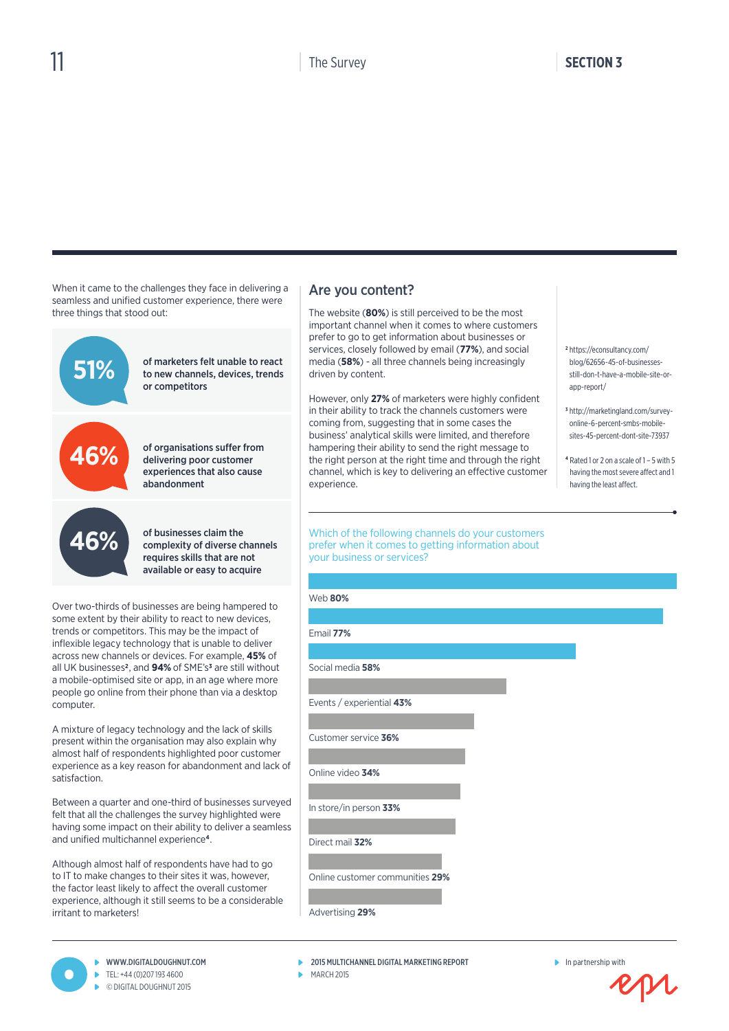When it came to the challenges they face in delivering a seamless and unified customer experience, there were three things that stood out:

**51%** **of marketers felt unable to react to new channels, devices, trends or competitors**

**46%** **of organisations suffer from delivering poor customer experiences that also cause abandonment**

**46%** **of businesses claim the complexity of diverse channels requires skills that are not available or easy to acquire**

Over two-thirds of businesses are being hampered to some extent by their ability to react to new devices, trends or competitors. This may be the impact of inflexible legacy technology that is unable to deliver across new channels or devices. For example, **45%** of all UK businesses[2], and **94%** of SME's[3] are still without a mobile-optimised site or app, in an age where more people go online from their phone than via a desktop computer.

A mixture of legacy technology and the lack of skills present within the organisation may also explain why almost half of respondents highlighted poor customer experience as a key reason for abandonment and lack of satisfaction.

Between a quarter and one-third of businesses surveyed felt that all the challenges the survey highlighted were having some impact on their ability to deliver a seamless and unified multichannel experience[4].

Although almost half of respondents have had to go to IT to make changes to their sites it was, however, the factor least likely to affect the overall customer experience, although it still seems to be a considerable irritant to marketers!

## Are you content?

The website (**80%**) is still perceived to be the most important channel when it comes to where customers prefer to go to get information about businesses or services, closely followed by email (**77%**), and social media (**58%**) - all three channels being increasingly driven by content.

However, only **27%** of marketers were highly confident in their ability to track the channels customers were coming from, suggesting that in some cases the business' analytical skills were limited, and therefore hampering their ability to send the right message to the right person at the right time and through the right channel, which is key to delivering an effective customer experience.

[2] https://econsultancy.com/blog/62656-45-of-businesses-still-don-t-have-a-mobile-site-or-app-report/

[3] http://marketingland.com/survey-online-6-percent-smbs-mobile-sites-45-percent-dont-site-73937

[4] Rated 1 or 2 on a scale of 1 – 5 with 5 having the most severe affect and 1 having the least affect.

Which of the following channels do your customers prefer when it comes to getting information about your business or services?

Web **80%**

Email **77%**

Social media **58%**

Events / experiential **43%**

Customer service **36%**

Online video **34%**

In store/in person **33%**

Direct mail **32%**

Online customer communities **29%**

Advertising **29%**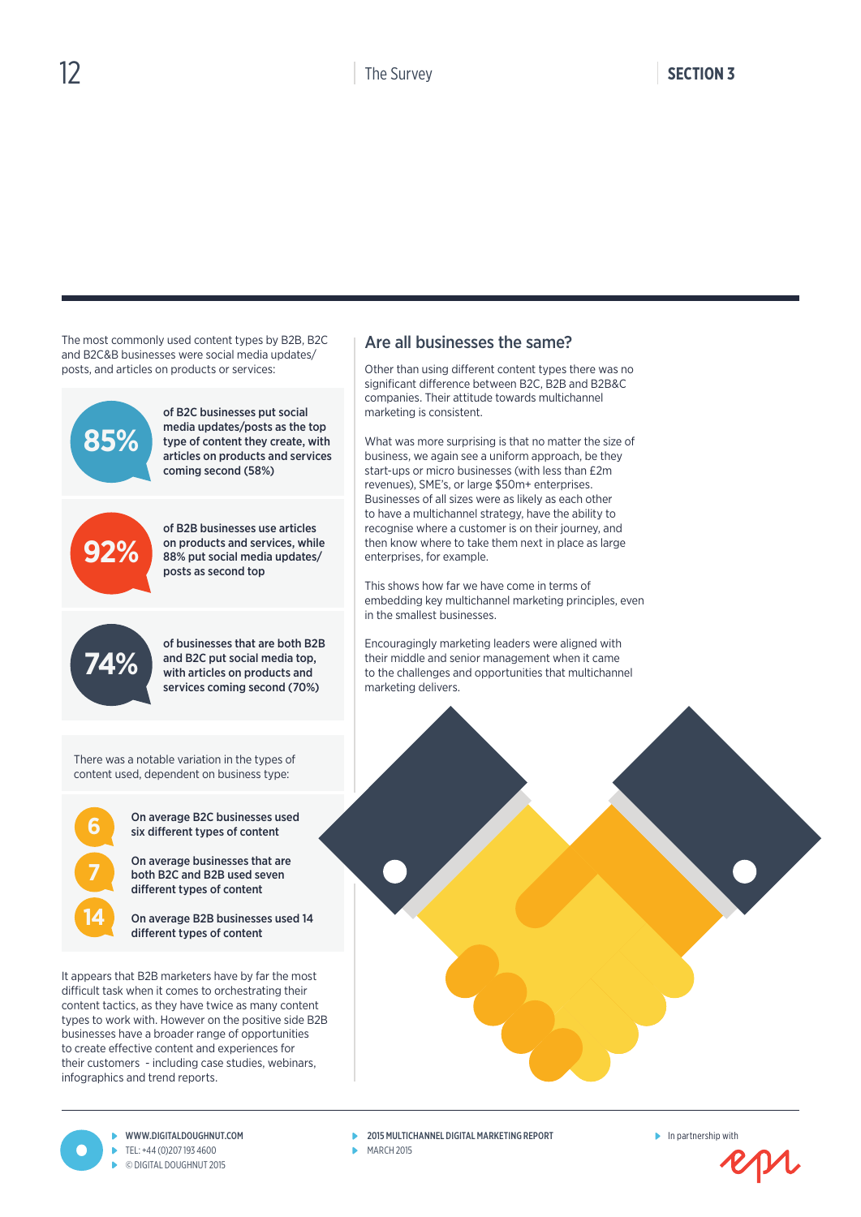The most commonly used content types by B2B, B2C and B2C&B businesses were social media updates/posts, and articles on products or services:

**85%** **of B2C businesses put social media updates/posts as the top type of content they create, with articles on products and services coming second (58%)**

**92%** **of B2B businesses use articles on products and services, while 88% put social media updates/posts as second top**

**74%** **of businesses that are both B2B and B2C put social media top, with articles on products and services coming second (70%)**

There was a notable variation in the types of content used, dependent on business type:

**6** **On average B2C businesses used six different types of content**

**7** **On average businesses that are both B2C and B2B used seven different types of content**

**14** **On average B2B businesses used 14 different types of content**

It appears that B2B marketers have by far the most difficult task when it comes to orchestrating their content tactics, as they have twice as many content types to work with. However on the positive side B2B businesses have a broader range of opportunities to create effective content and experiences for their customers - including case studies, webinars, infographics and trend reports.

## Are all businesses the same?

Other than using different content types there was no significant difference between B2C, B2B and B2B&C companies. Their attitude towards multichannel marketing is consistent.

What was more surprising is that no matter the size of business, we again see a uniform approach, be they start-ups or micro businesses (with less than £2m revenues), SME's, or large $50m+ enterprises. Businesses of all sizes were as likely as each other to have a multichannel strategy, have the ability to recognise where a customer is on their journey, and then know where to take them next in place as large enterprises, for example.

This shows how far we have come in terms of embedding key multichannel marketing principles, even in the smallest businesses.

Encouragingly marketing leaders were aligned with their middle and senior management when it came to the challenges and opportunities that multichannel marketing delivers.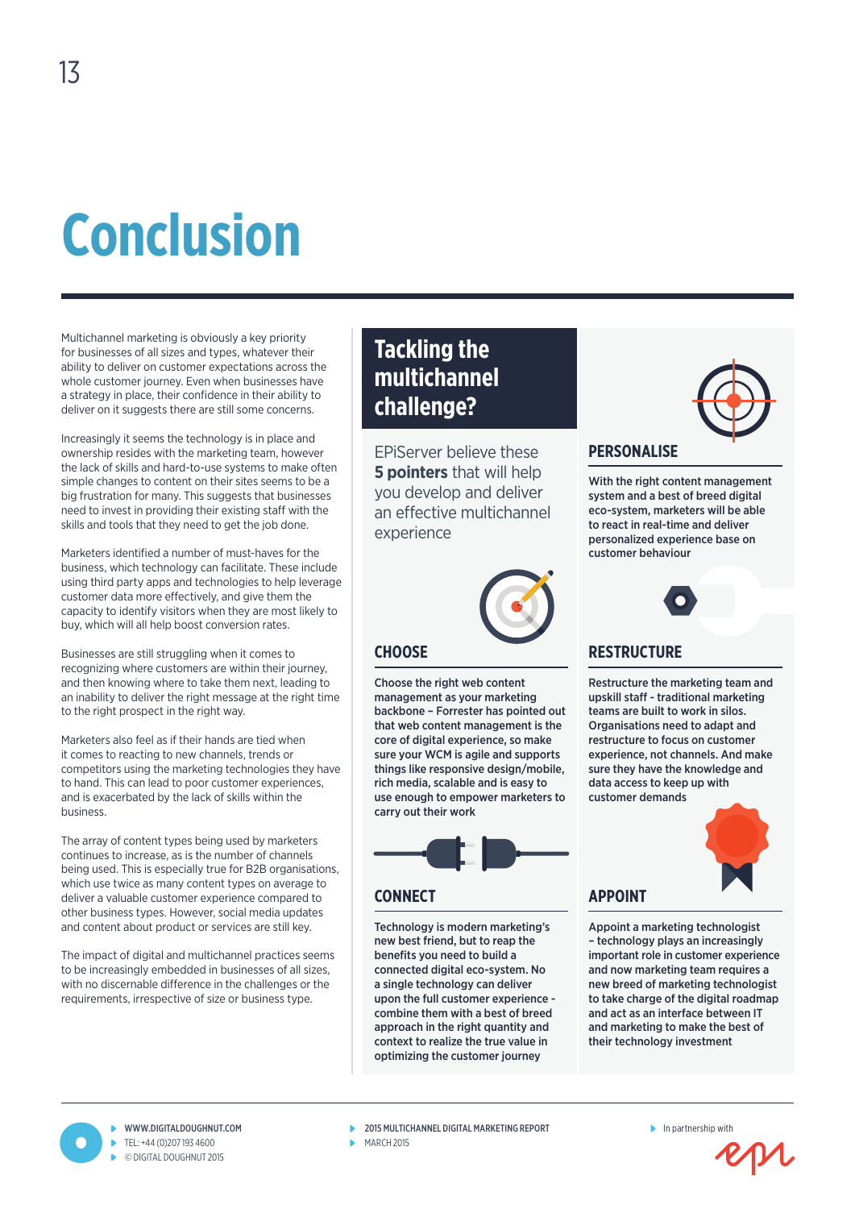# Conclusion

Multichannel marketing is obviously a key priority for businesses of all sizes and types, whatever their ability to deliver on customer expectations across the whole customer journey. Even when businesses have a strategy in place, their confidence in their ability to deliver on it suggests there are still some concerns.

Increasingly it seems the technology is in place and ownership resides with the marketing team, however the lack of skills and hard-to-use systems to make often simple changes to content on their sites seems to be a big frustration for many. This suggests that businesses need to invest in providing their existing staff with the skills and tools that they need to get the job done.

Marketers identified a number of must-haves for the business, which technology can facilitate. These include using third party apps and technologies to help leverage customer data more effectively, and give them the capacity to identify visitors when they are most likely to buy, which will all help boost conversion rates.

Businesses are still struggling when it comes to recognizing where customers are within their journey, and then knowing where to take them next, leading to an inability to deliver the right message at the right time to the right prospect in the right way.

Marketers also feel as if their hands are tied when it comes to reacting to new channels, trends or competitors using the marketing technologies they have to hand. This can lead to poor customer experiences, and is exacerbated by the lack of skills within the business.

The array of content types being used by marketers continues to increase, as is the number of channels being used. This is especially true for B2B organisations, which use twice as many content types on average to deliver a valuable customer experience compared to other business types. However, social media updates and content about product or services are still key.

The impact of digital and multichannel practices seems to be increasingly embedded in businesses of all sizes, with no discernable difference in the challenges or the requirements, irrespective of size or business type.

## Tackling the multichannel challenge?

EPiServer believe these **5 pointers** that will help you develop and deliver an effective multichannel experience

### CHOOSE

Choose the right web content management as your marketing backbone – Forrester has pointed out that web content management is the core of digital experience, so make sure your WCM is agile and supports things like responsive design/mobile, rich media, scalable and is easy to use enough to empower marketers to carry out their work

### CONNECT

Technology is modern marketing's new best friend, but to reap the benefits you need to build a connected digital eco-system. No a single technology can deliver upon the full customer experience - combine them with a best of breed approach in the right quantity and context to realize the true value in optimizing the customer journey

### PERSONALISE

With the right content management system and a best of breed digital eco-system, marketers will be able to react in real-time and deliver personalized experience base on customer behaviour

### RESTRUCTURE

Restructure the marketing team and upskill staff - traditional marketing teams are built to work in silos. Organisations need to adapt and restructure to focus on customer experience, not channels. And make sure they have the knowledge and data access to keep up with customer demands

### APPOINT

Appoint a marketing technologist – technology plays an increasingly important role in customer experience and now marketing team requires a new breed of marketing technologist to take charge of the digital roadmap and act as an interface between IT and marketing to make the best of their technology investment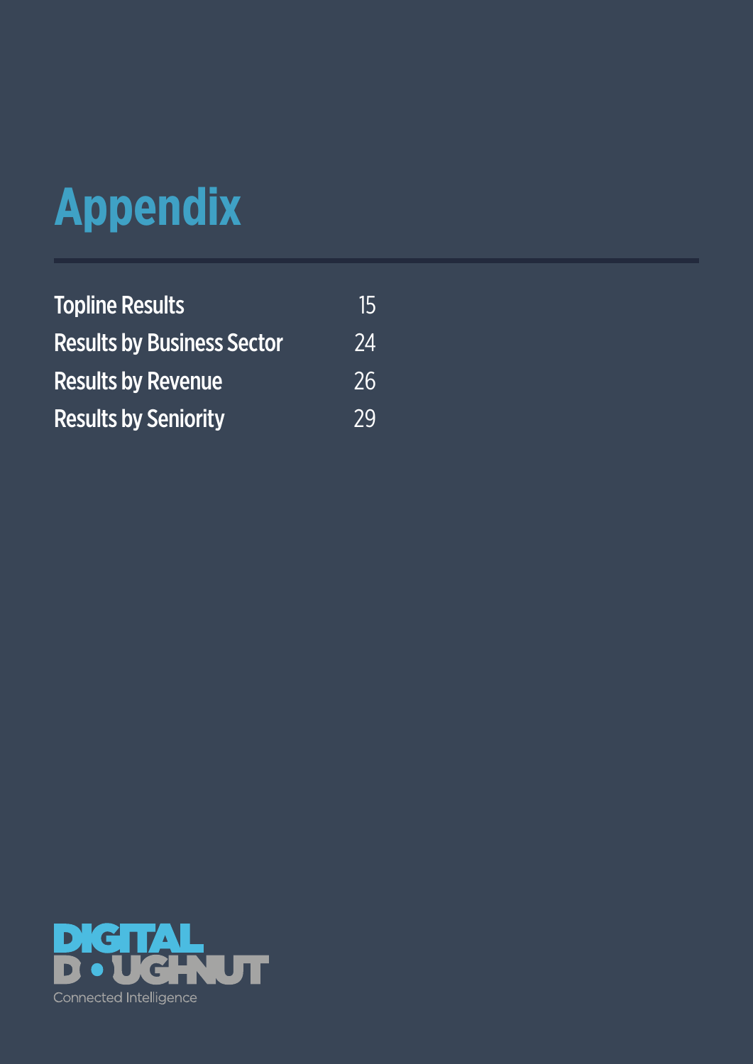# Appendix

| | |
|---|---|
| **Topline Results** | 15 |
| **Results by Business Sector** | 24 |
| **Results by Revenue** | 26 |
| **Results by Seniority** | 29 |

DIGITAL DOUGHNUT

Connected Intelligence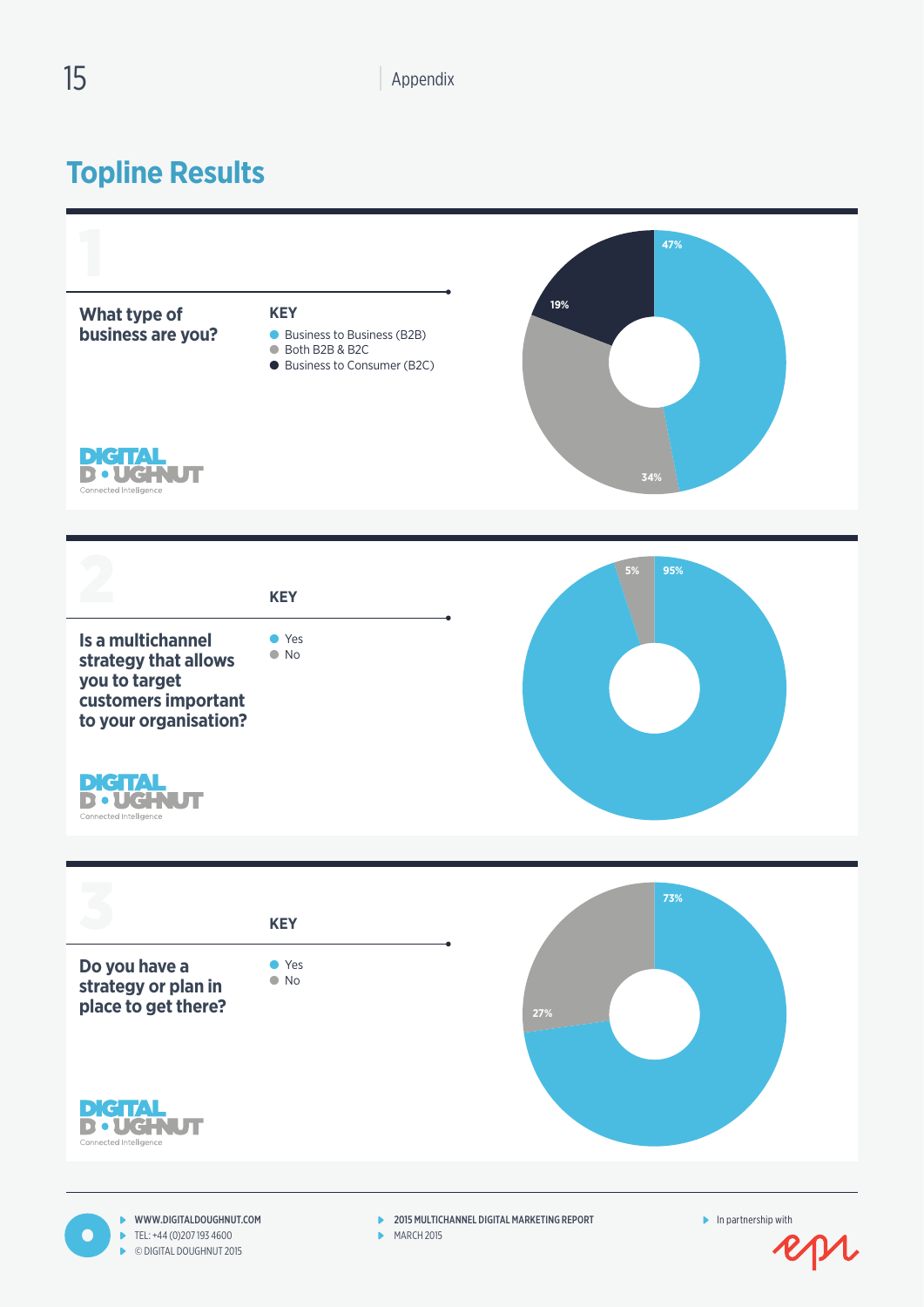## Topline Results

### 1

**What type of business are you?**

KEY
- Business to Business (B2B)
- Both B2B & B2C
- Business to Consumer (B2C)

47%
34%
19%

DIGITAL DOUGHNUT
Connected Intelligence

### 2

**Is a multichannel strategy that allows you to target customers important to your organisation?**

KEY
- Yes
- No

95%
5%

DIGITAL DOUGHNUT
Connected Intelligence

### 3

**Do you have a strategy or plan in place to get there?**

KEY
- Yes
- No

73%
27%

DIGITAL DOUGHNUT
Connected Intelligence

- WWW.DIGITALDOUGHNUT.COM
- TEL: +44 (0)207 193 4600
- © DIGITAL DOUGHNUT 2015
- 2015 MULTICHANNEL DIGITAL MARKETING REPORT
- MARCH 2015
- In partnership with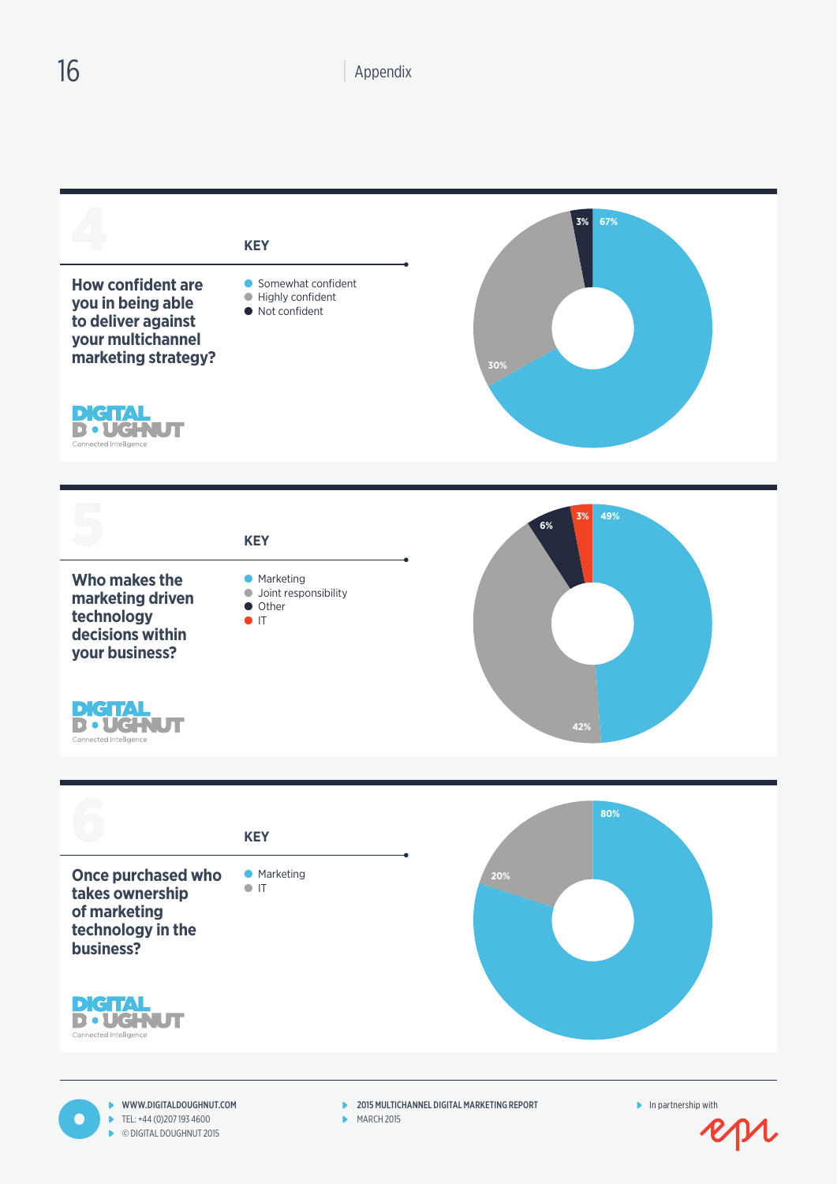## Appendix

### 4

**KEY**

- Somewhat confident
- Highly confident
- Not confident

**How confident are you in being able to deliver against your multichannel marketing strategy?**

3%
67%
30%

DIGITAL DOUGHNUT
Connected Intelligence

### 5

**KEY**

- Marketing
- Joint responsibility
- Other
- IT

**Who makes the marketing driven technology decisions within your business?**

6%
3%
49%
42%

DIGITAL DOUGHNUT
Connected Intelligence

### 6

**KEY**

- Marketing
- IT

**Once purchased who takes ownership of marketing technology in the business?**

80%
20%

DIGITAL DOUGHNUT
Connected Intelligence

- WWW.DIGITALDOUGHNUT.COM
- TEL: +44 (0)207 193 4600
- © DIGITAL DOUGHNUT 2015

- 2015 MULTICHANNEL DIGITAL MARKETING REPORT
- MARCH 2015

- In partnership with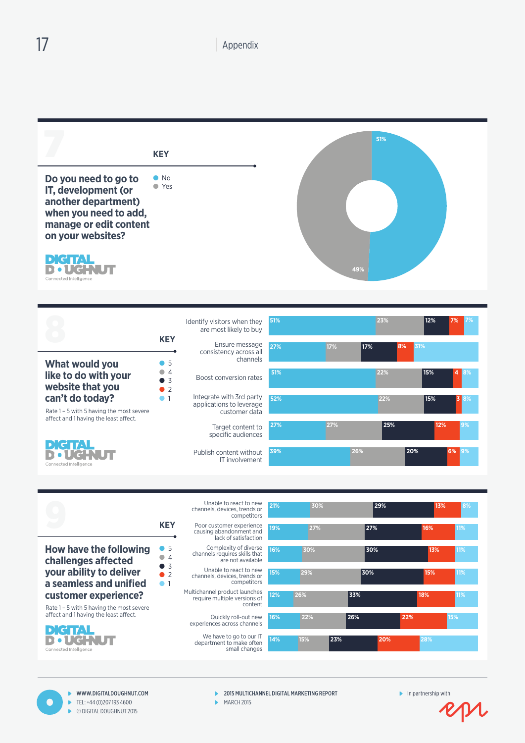## 7

KEY

**Do you need to go to IT, development (or another department) when you need to add, manage or edit content on your websites?**

- No
- Yes

51%

49%

DIGITAL DOUGHNUT Connected Intelligence

## 8

KEY

**What would you like to do with your website that you can't do today?**

Rate 1 – 5 with 5 having the most severe affect and 1 having the least affect.

- 5
- 4
- 3
- 2
- 1

Identify visitors when they are most likely to buy
51% 23% 12% 7% 7%

Ensure message consistency across all channels
27% 17% 17% 8% 31%

Boost conversion rates
51% 22% 15% 4 8%

Integrate with 3rd party applications to leverage customer data
52% 22% 15% 3 8%

Target content to specific audiences
27% 27% 25% 12% 9%

Publish content without IT involvement
39% 26% 20% 6% 9%

DIGITAL DOUGHNUT Connected Intelligence

## 9

KEY

**How have the following challenges affected your ability to deliver a seamless and unified customer experience?**

Rate 1 – 5 with 5 having the most severe affect and 1 having the least affect.

- 5
- 4
- 3
- 2
- 1

Unable to react to new channels, devices, trends or competitors
21% 30% 29% 13% 8%

Poor customer experience causing abandonment and lack of satisfaction
19% 27% 27% 16% 11%

Complexity of diverse channels requires skills that are not available
16% 30% 30% 13% 11%

Unable to react to new channels, devices, trends or competitors
15% 29% 30% 15% 11%

Multichannel product launches require multiple versions of content
12% 26% 33% 18% 11%

Quickly roll-out new experiences across channels
16% 22% 26% 22% 15%

We have to go to our IT department to make often small changes
14% 15% 23% 20% 28%

DIGITAL DOUGHNUT Connected Intelligence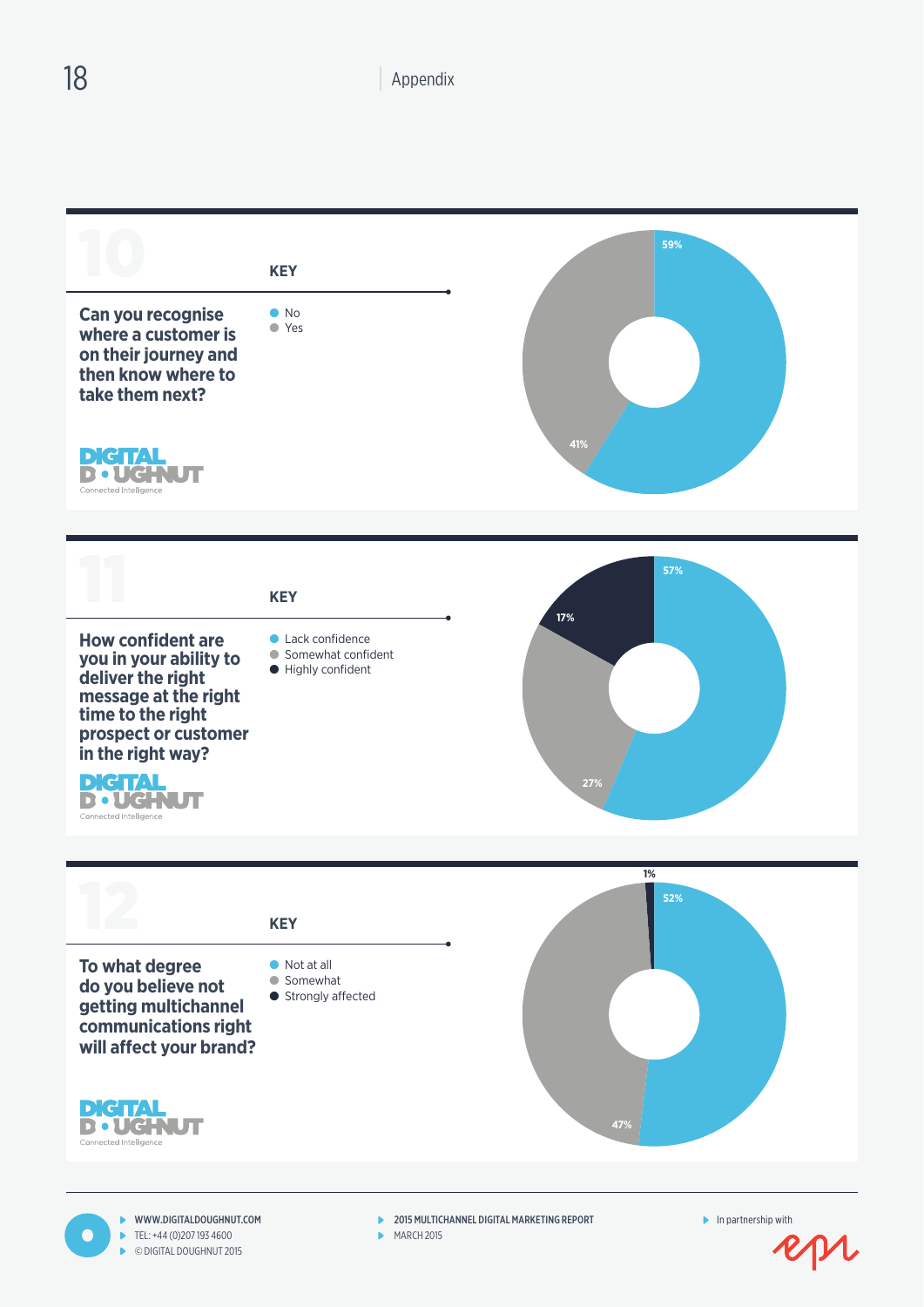## 10

**Can you recognise where a customer is on their journey and then know where to take them next?**

KEY

- No
- Yes

59%

41%

DIGITAL DOUGHNUT
Connected Intelligence

## 11

**How confident are you in your ability to deliver the right message at the right time to the right prospect or customer in the right way?**

KEY

- Lack confidence
- Somewhat confident
- Highly confident

57%

17%

27%

DIGITAL DOUGHNUT
Connected Intelligence

## 12

**To what degree do you believe not getting multichannel communications right will affect your brand?**

KEY

- Not at all
- Somewhat
- Strongly affected

1%

52%

47%

DIGITAL DOUGHNUT
Connected Intelligence

WWW.DIGITALDOUGHNUT.COM
TEL: +44 (0)207 193 4600
© DIGITAL DOUGHNUT 2015

2015 MULTICHANNEL DIGITAL MARKETING REPORT
MARCH 2015

In partnership with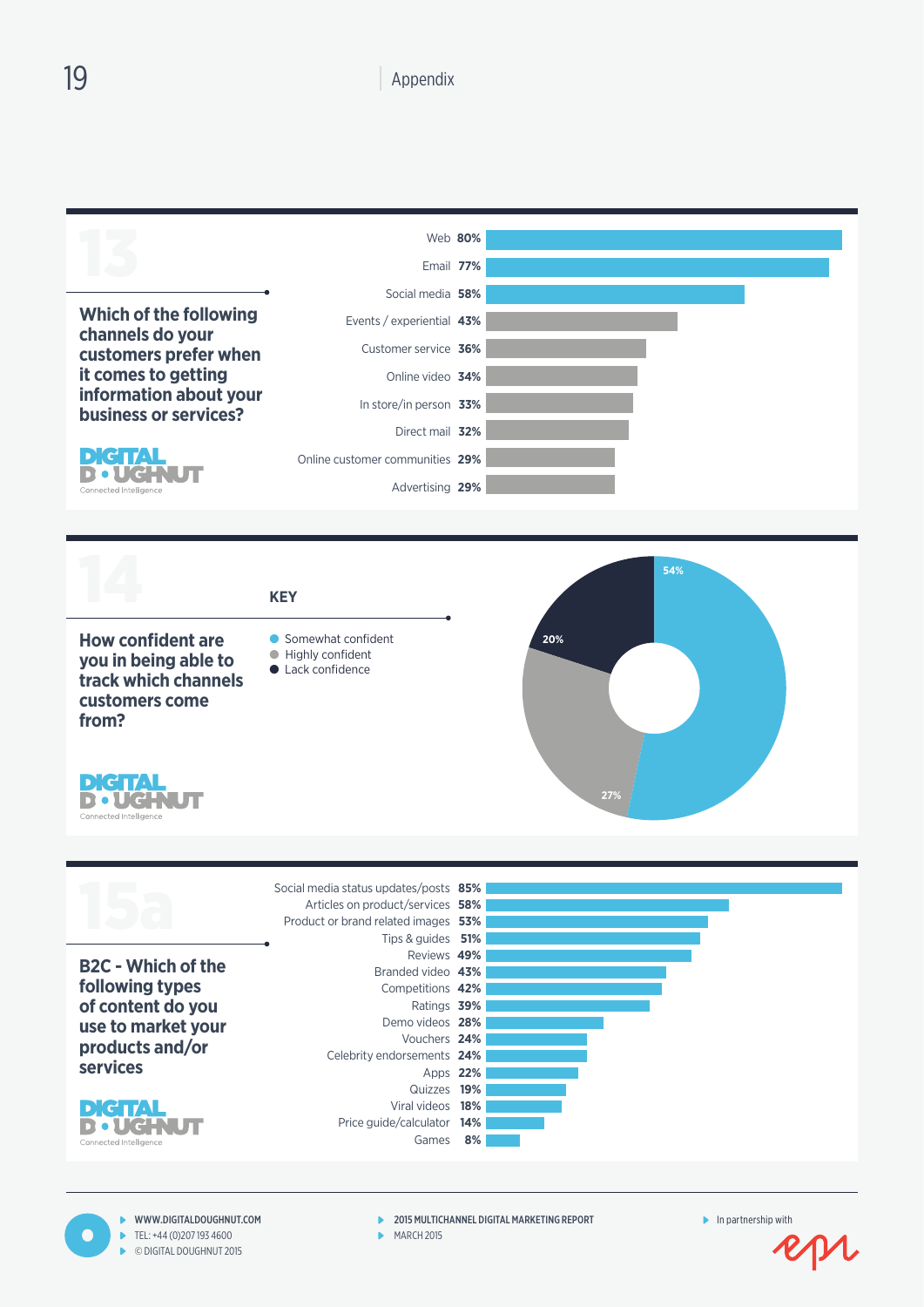## Appendix

### 13

**Which of the following channels do your customers prefer when it comes to getting information about your business or services?**

| Channel | % |
|---|---|
| Web | 80% |
| Email | 77% |
| Social media | 58% |
| Events / experiential | 43% |
| Customer service | 36% |
| Online video | 34% |
| In store/in person | 33% |
| Direct mail | 32% |
| Online customer communities | 29% |
| Advertising | 29% |

DIGITAL DOUGHNUT Connected Intelligence

### 14

**How confident are you in being able to track which channels customers come from?**

KEY

- Somewhat confident
- Highly confident
- Lack confidence

| Response | % |
|---|---|
| Somewhat confident | 54% |
| Highly confident | 27% |
| Lack confidence | 20% |

DIGITAL DOUGHNUT Connected Intelligence

### 15a

**B2C - Which of the following types of content do you use to market your products and/or services**

| Content type | % |
|---|---|
| Social media status updates/posts | 85% |
| Articles on product/services | 58% |
| Product or brand related images | 53% |
| Tips & guides | 51% |
| Reviews | 49% |
| Branded video | 43% |
| Competitions | 42% |
| Ratings | 39% |
| Demo videos | 28% |
| Vouchers | 24% |
| Celebrity endorsements | 24% |
| Apps | 22% |
| Quizzes | 19% |
| Viral videos | 18% |
| Price guide/calculator | 14% |
| Games | 8% |

DIGITAL DOUGHNUT Connected Intelligence

- WWW.DIGITALDOUGHNUT.COM
- TEL: +44 (0)207 193 4600
- © DIGITAL DOUGHNUT 2015

- 2015 MULTICHANNEL DIGITAL MARKETING REPORT
- MARCH 2015

- In partnership with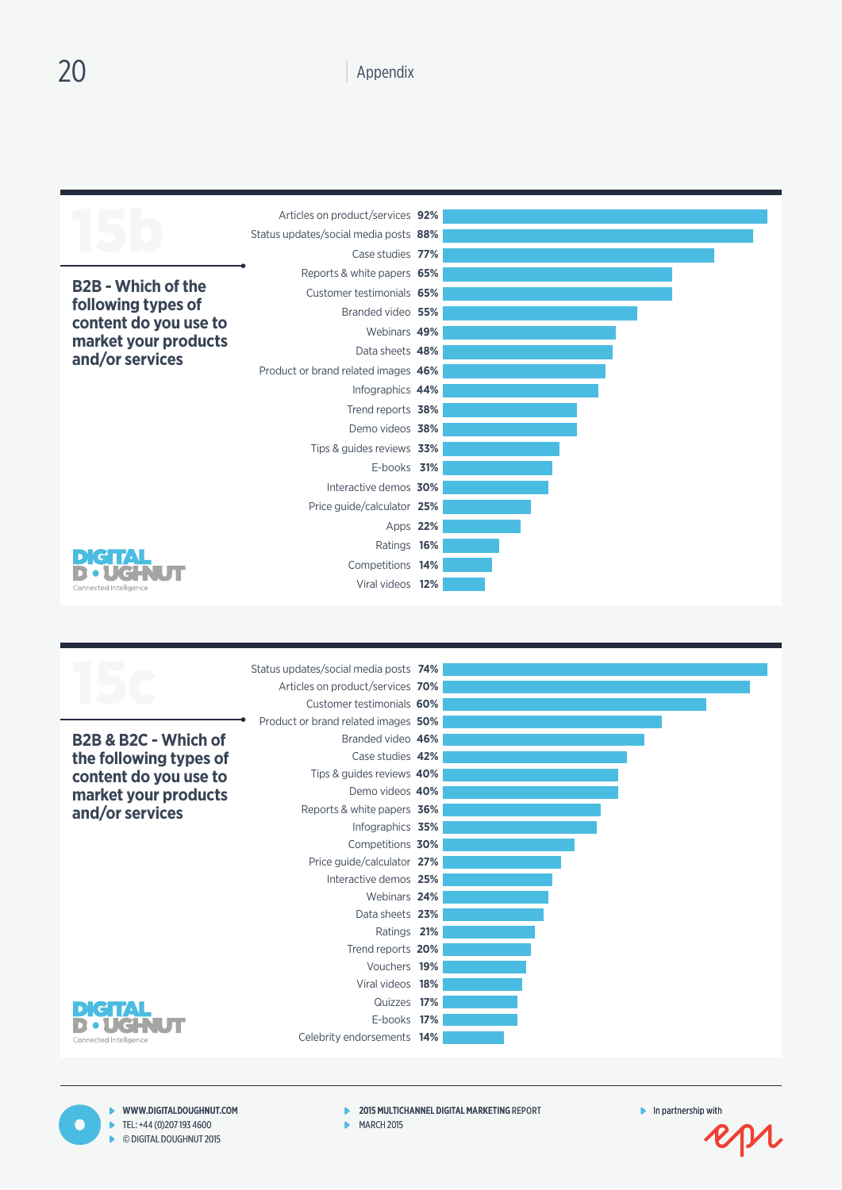# Appendix

## 15b

**B2B - Which of the following types of content do you use to market your products and/or services**

Articles on product/services 92%
Status updates/social media posts 88%
Case studies 77%
Reports & white papers 65%
Customer testimonials 65%
Branded video 55%
Webinars 49%
Data sheets 48%
Product or brand related images 46%
Infographics 44%
Trend reports 38%
Demo videos 38%
Tips & guides reviews 33%
E-books 31%
Interactive demos 30%
Price guide/calculator 25%
Apps 22%
Ratings 16%
Competitions 14%
Viral videos 12%

DIGITAL DOUGHNUT
Connected Intelligence

## 15c

**B2B & B2C - Which of the following types of content do you use to market your products and/or services**

Status updates/social media posts 74%
Articles on product/services 70%
Customer testimonials 60%
Product or brand related images 50%
Branded video 46%
Case studies 42%
Tips & guides reviews 40%
Demo videos 40%
Reports & white papers 36%
Infographics 35%
Competitions 30%
Price guide/calculator 27%
Interactive demos 25%
Webinars 24%
Data sheets 23%
Ratings 21%
Trend reports 20%
Vouchers 19%
Viral videos 18%
Quizzes 17%
E-books 17%
Celebrity endorsements 14%

DIGITAL DOUGHNUT
Connected Intelligence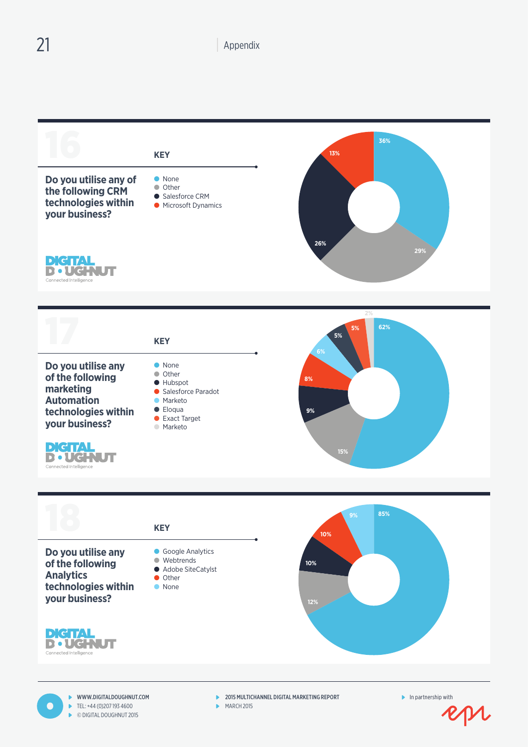## Appendix

16

**KEY**

**Do you utilise any of the following CRM technologies within your business?**

- None
- Other
- Salesforce CRM
- Microsoft Dynamics

36%
29%
26%
13%

17

**KEY**

**Do you utilise any of the following marketing Automation technologies within your business?**

- None
- Other
- Hubspot
- Salesforce Paradot
- Marketo
- Eloqua
- Exact Target
- Marketo

62%
15%
9%
8%
6%
5%
5%
2%

18

**KEY**

**Do you utilise any of the following Analytics technologies within your business?**

- Google Analytics
- Webtrends
- Adobe SiteCatylst
- Other
- None

85%
12%
10%
10%
9%

WWW.DIGITALDOUGHNUT.COM
TEL: +44 (0)207 193 4600
© DIGITAL DOUGHNUT 2015

2015 MULTICHANNEL DIGITAL MARKETING REPORT
MARCH 2015

In partnership with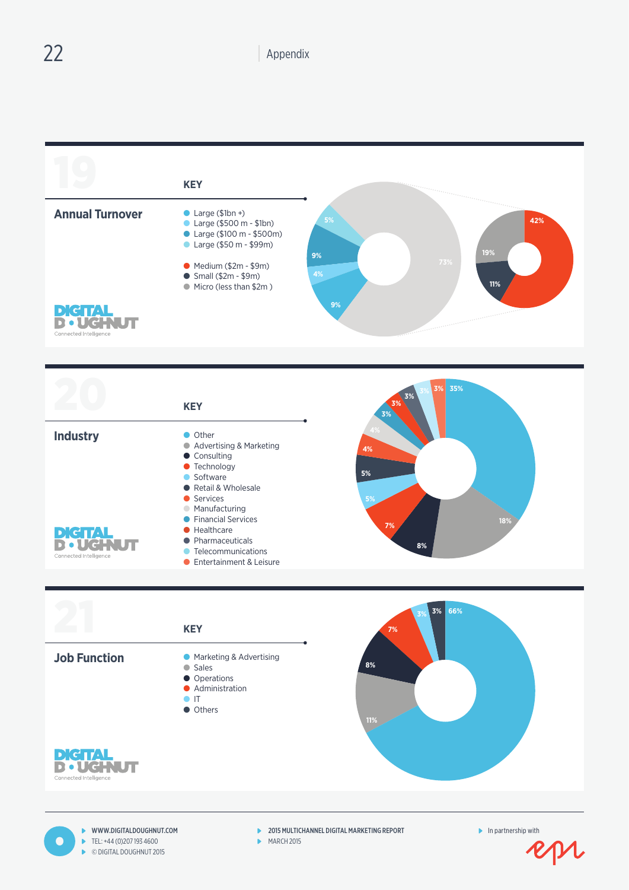## 19 Annual Turnover

**KEY**

- Large ($1bn +)
- Large ($500 m - $1bn)
- Large ($100 m - $500m)
- Large ($50 m - $99m)
- Medium ($2m - $9m)
- Small ($2m - $9m)
- Micro (less than $2m )

5%, 9%, 4%, 9%, 73%

42%, 11%, 19%

## 20 Industry

**KEY**

- Other
- Advertising & Marketing
- Consulting
- Technology
- Software
- Retail & Wholesale
- Services
- Manufacturing
- Financial Services
- Healthcare
- Pharmaceuticals
- Telecommunications
- Entertainment & Leisure

35%, 18%, 8%, 7%, 5%, 5%, 4%, 4%, 3%, 3%, 3%, 3%, 3%

## 21 Job Function

**KEY**

- Marketing & Advertising
- Sales
- Operations
- Administration
- IT
- Others

66%, 11%, 8%, 7%, 3%, 3%

DIGITAL DOUGHNUT Connected Intelligence

- WWW.DIGITALDOUGHNUT.COM
- TEL: +44 (0)207 193 4600
- © DIGITAL DOUGHNUT 2015
- 2015 MULTICHANNEL DIGITAL MARKETING REPORT
- MARCH 2015
- In partnership with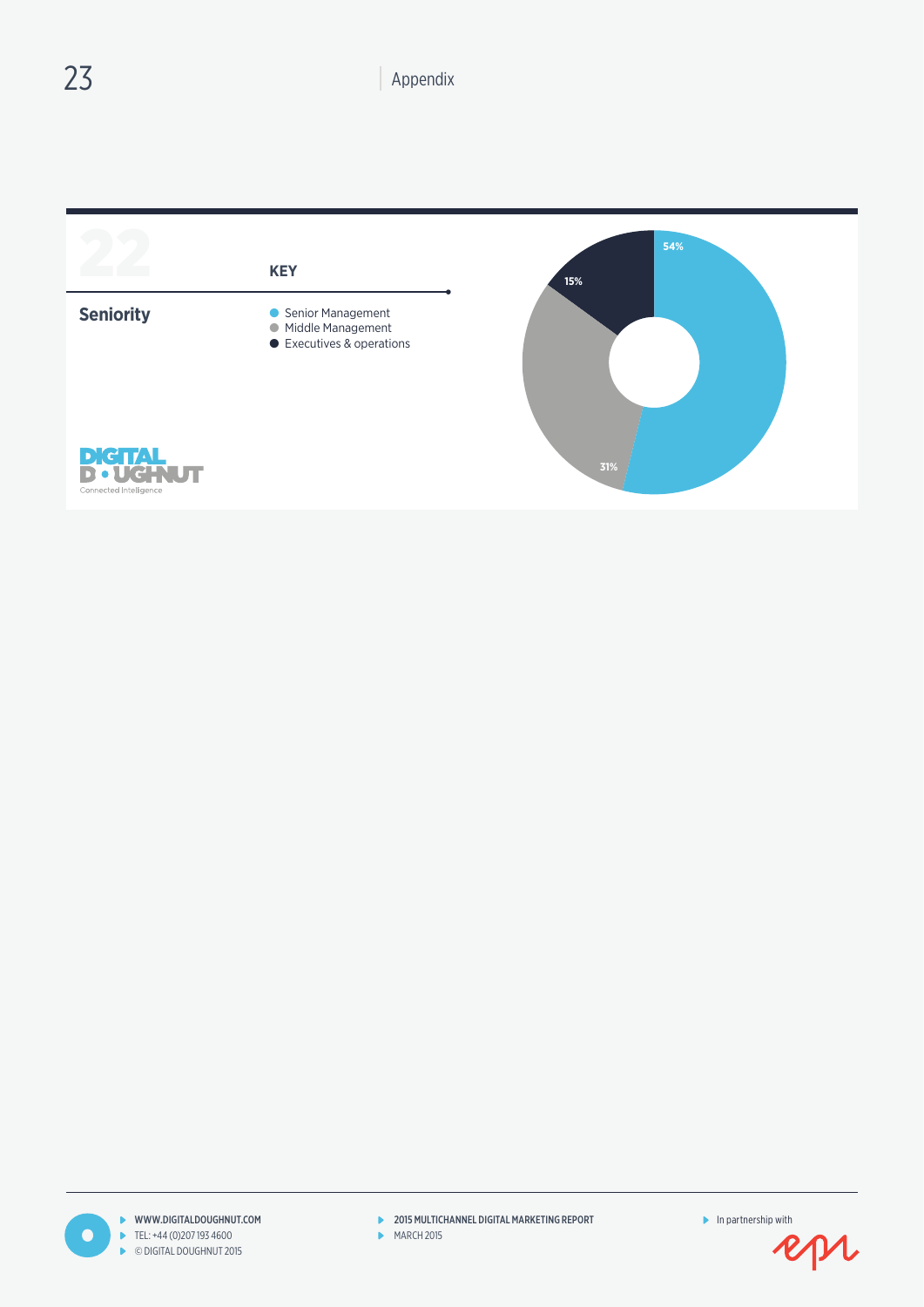## Appendix

22

### Seniority

**KEY**

- Senior Management
- Middle Management
- Executives & operations

54%

31%

15%

DIGITAL DOUGHNUT
Connected Intelligence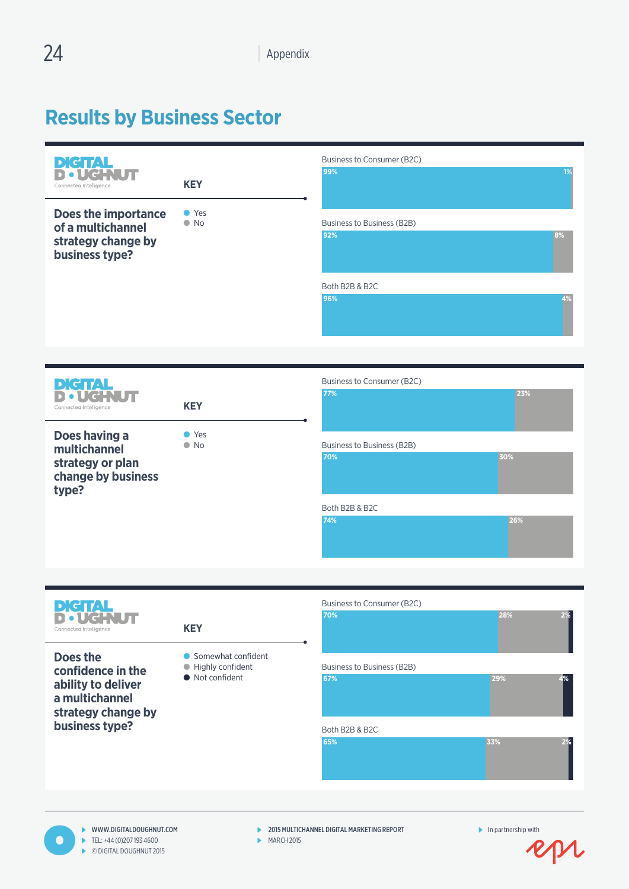Appendix

# Results by Business Sector

DIGITAL DOUGHNUT
Connected Intelligence

KEY

**Does the importance of a multichannel strategy change by business type?**

- Yes
- No

Business to Consumer (B2C)
99%
1%

Business to Business (B2B)
92%
8%

Both B2B & B2C
96%
4%

DIGITAL DOUGHNUT
Connected Intelligence

KEY

**Does having a multichannel strategy or plan change by business type?**

- Yes
- No

Business to Consumer (B2C)
77%
23%

Business to Business (B2B)
70%
30%

Both B2B & B2C
74%
26%

DIGITAL DOUGHNUT
Connected Intelligence

KEY

**Does the confidence in the ability to deliver a multichannel strategy change by business type?**

- Somewhat confident
- Highly confident
- Not confident

Business to Consumer (B2C)
70%
28%
2%

Business to Business (B2B)
67%
29%
4%

Both B2B & B2C
65%
33%
2%

WWW.DIGITALDOUGHNUT.COM
TEL: +44 (0)207 193 4600
© DIGITAL DOUGHNUT 2015

2015 MULTICHANNEL DIGITAL MARKETING REPORT
MARCH 2015

In partnership with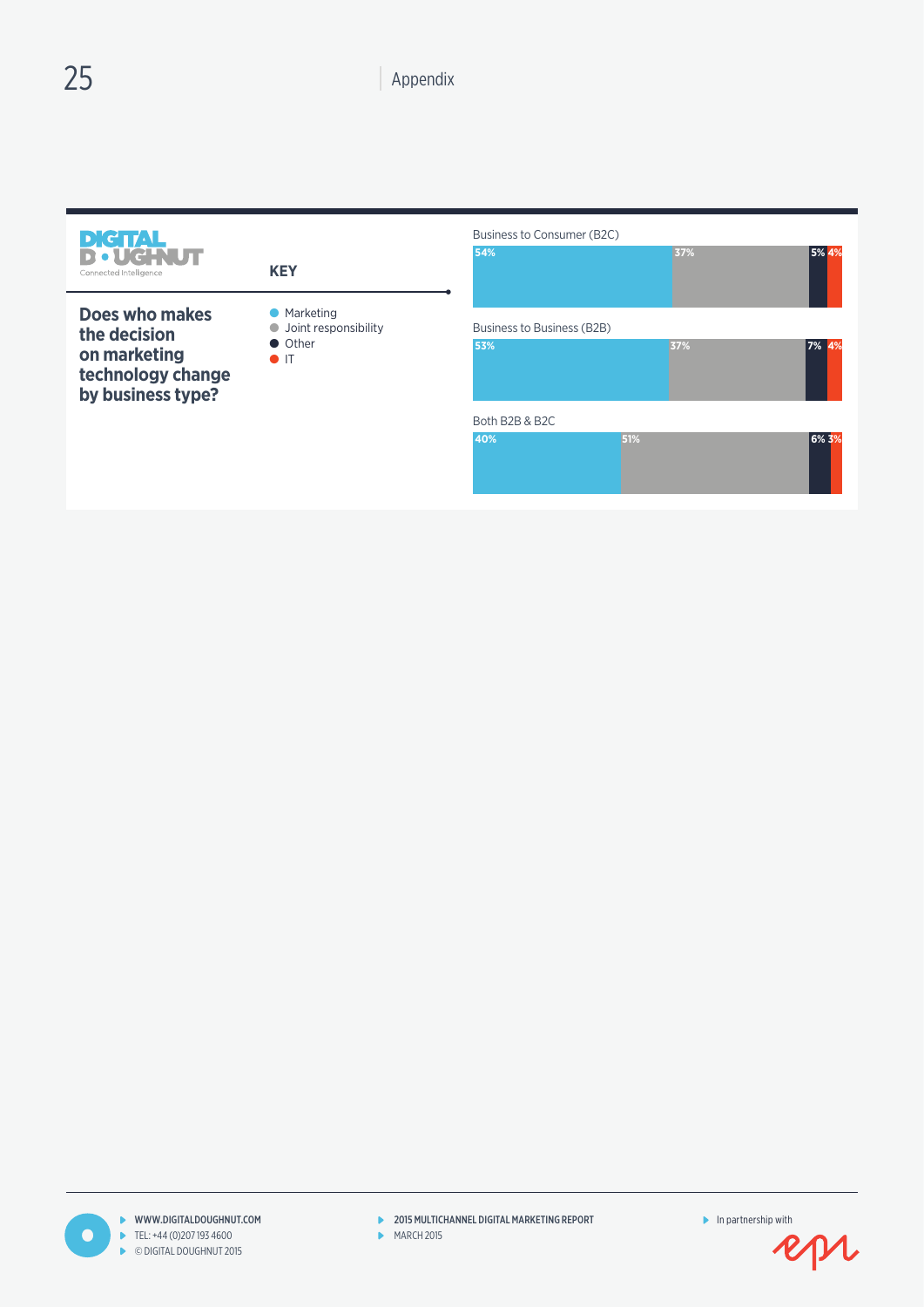## Does who makes the decision on marketing technology change by business type?

**KEY**

- Marketing
- Joint responsibility
- Other
- IT

Business to Consumer (B2C)

54% 37% 5% 4%

Business to Business (B2B)

53% 37% 7% 4%

Both B2B & B2C

40% 51% 6% 3%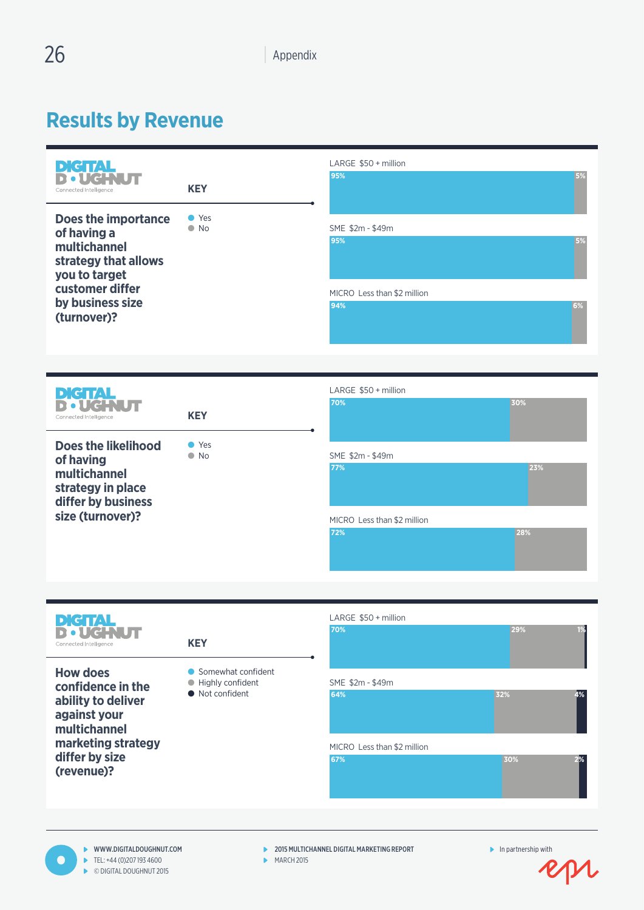## Results by Revenue

DIGITAL DOUGHNUT
Connected Intelligence

KEY

**Does the importance of having a multichannel strategy that allows you to target customer differ by business size (turnover)?**

- Yes
- No

LARGE $50 + million
95%
5%

SME $2m - $49m
95%
5%

MICRO Less than $2 million
94%
6%

DIGITAL DOUGHNUT
Connected Intelligence

KEY

**Does the likelihood of having multichannel strategy in place differ by business size (turnover)?**

- Yes
- No

LARGE $50 + million
70%
30%

SME $2m - $49m
77%
23%

MICRO Less than $2 million
72%
28%

DIGITAL DOUGHNUT
Connected Intelligence

KEY

**How does confidence in the ability to deliver against your multichannel marketing strategy differ by size (revenue)?**

- Somewhat confident
- Highly confident
- Not confident

LARGE $50 + million
70%
29%
1%

SME $2m - $49m
64%
32%
4%

MICRO Less than $2 million
67%
30%
2%

WWW.DIGITALDOUGHNUT.COM
TEL: +44 (0)207 193 4600
© DIGITAL DOUGHNUT 2015

2015 MULTICHANNEL DIGITAL MARKETING REPORT
MARCH 2015

In partnership with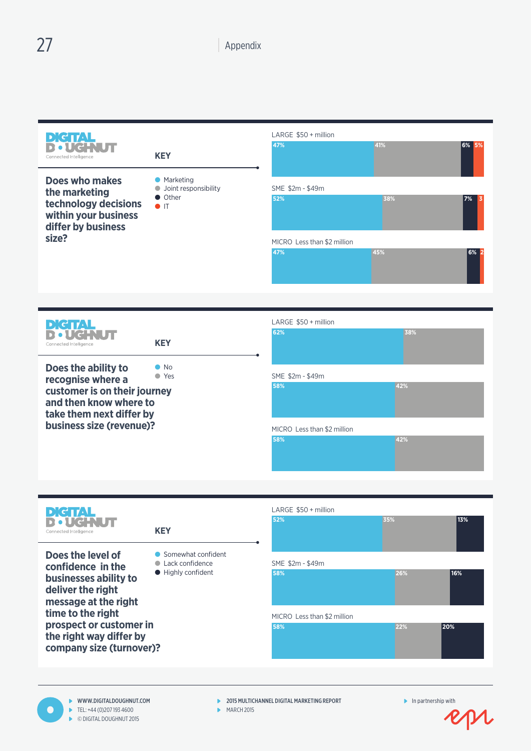# Appendix

DIGITAL DOUGHNUT
Connected Intelligence

## Does who makes the marketing technology decisions within your business differ by business size?

KEY
- Marketing
- Joint responsibility
- Other
- IT

LARGE $50 + million
47% 41% 6% 5%

SME $2m - $49m
52% 38% 7% 3

MICRO Less than $2 million
47% 45% 6% 2

DIGITAL DOUGHNUT
Connected Intelligence

## Does the ability to recognise where a customer is on their journey and then know where to take them next differ by business size (revenue)?

KEY
- No
- Yes

LARGE $50 + million
62% 38%

SME $2m - $49m
58% 42%

MICRO Less than $2 million
58% 42%

DIGITAL DOUGHNUT
Connected Intelligence

## Does the level of confidence in the businesses ability to deliver the right message at the right time to the right prospect or customer in the right way differ by company size (turnover)?

KEY
- Somewhat confident
- Lack confidence
- Highly confident

LARGE $50 + million
52% 35% 13%

SME $2m - $49m
58% 26% 16%

MICRO Less than $2 million
58% 22% 20%

WWW.DIGITALDOUGHNUT.COM
TEL: +44 (0)207 193 4600
© DIGITAL DOUGHNUT 2015

2015 MULTICHANNEL DIGITAL MARKETING REPORT
MARCH 2015

In partnership with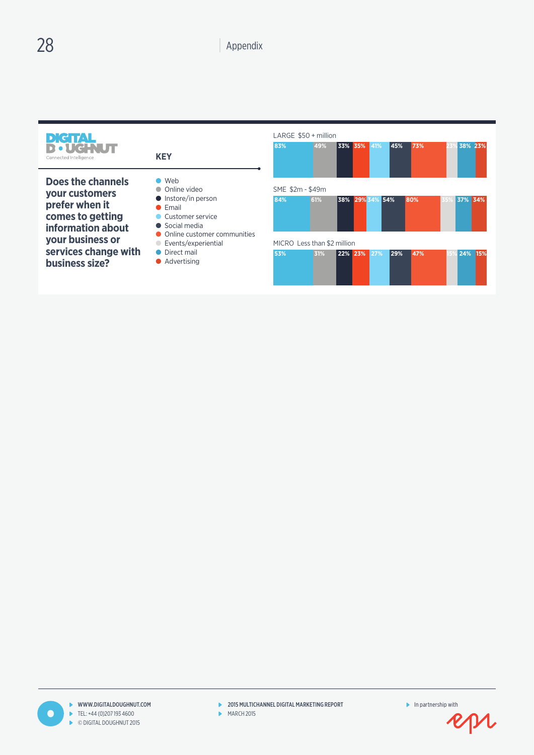Appendix

DIGITAL DOUGHNUT
Connected Intelligence

## Does the channels your customers prefer when it comes to getting information about your business or services change with business size?

**KEY**

- Web
- Online video
- Instore/in person
- Email
- Customer service
- Social media
- Online customer communities
- Events/experiential
- Direct mail
- Advertising

LARGE $50 + million

83% 49% 33% 35% 41% 45% 73% 23% 38% 23%

SME $2m - $49m

84% 61% 38% 29% 34% 54% 80% 35% 37% 34%

MICRO Less than $2 million

53% 31% 22% 23% 27% 29% 47% 15% 24% 15%

WWW.DIGITALDOUGHNUT.COM
TEL: +44 (0)207 193 4600
© DIGITAL DOUGHNUT 2015

2015 MULTICHANNEL DIGITAL MARKETING REPORT
MARCH 2015

In partnership with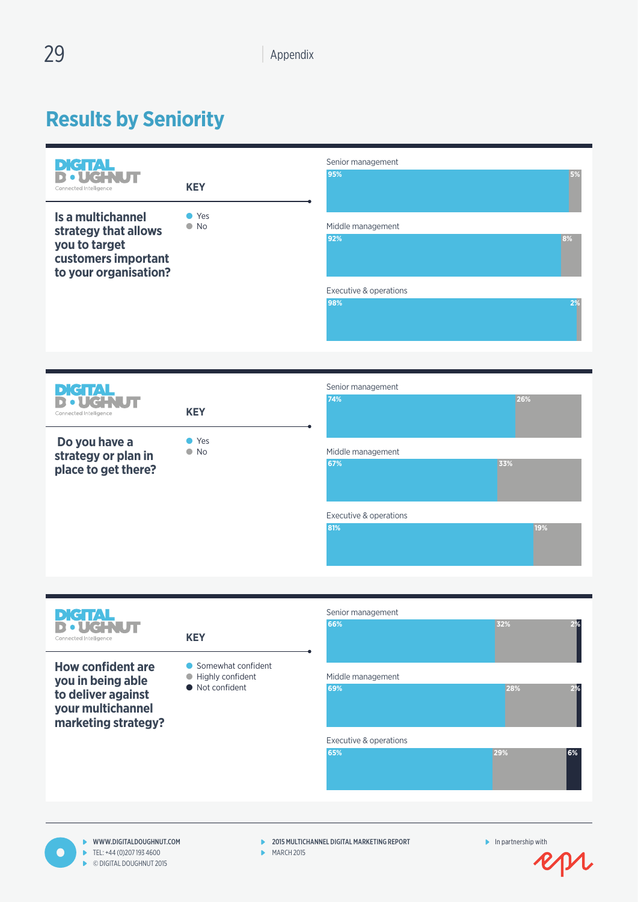## Results by Seniority

DIGITAL DOUGHNUT
Connected Intelligence

KEY

**Is a multichannel strategy that allows you to target customers important to your organisation?**

- Yes
- No

Senior management
95%
5%

Middle management
92%
8%

Executive & operations
98%
2%

DIGITAL DOUGHNUT
Connected Intelligence

KEY

**Do you have a strategy or plan in place to get there?**

- Yes
- No

Senior management
74%
26%

Middle management
67%
33%

Executive & operations
81%
19%

DIGITAL DOUGHNUT
Connected Intelligence

KEY

**How confident are you in being able to deliver against your multichannel marketing strategy?**

- Somewhat confident
- Highly confident
- Not confident

Senior management
66%
32%
2%

Middle management
69%
28%
2%

Executive & operations
65%
29%
6%

- WWW.DIGITALDOUGHNUT.COM
- TEL: +44 (0)207 193 4600
- © DIGITAL DOUGHNUT 2015

- 2015 MULTICHANNEL DIGITAL MARKETING REPORT
- MARCH 2015

- In partnership with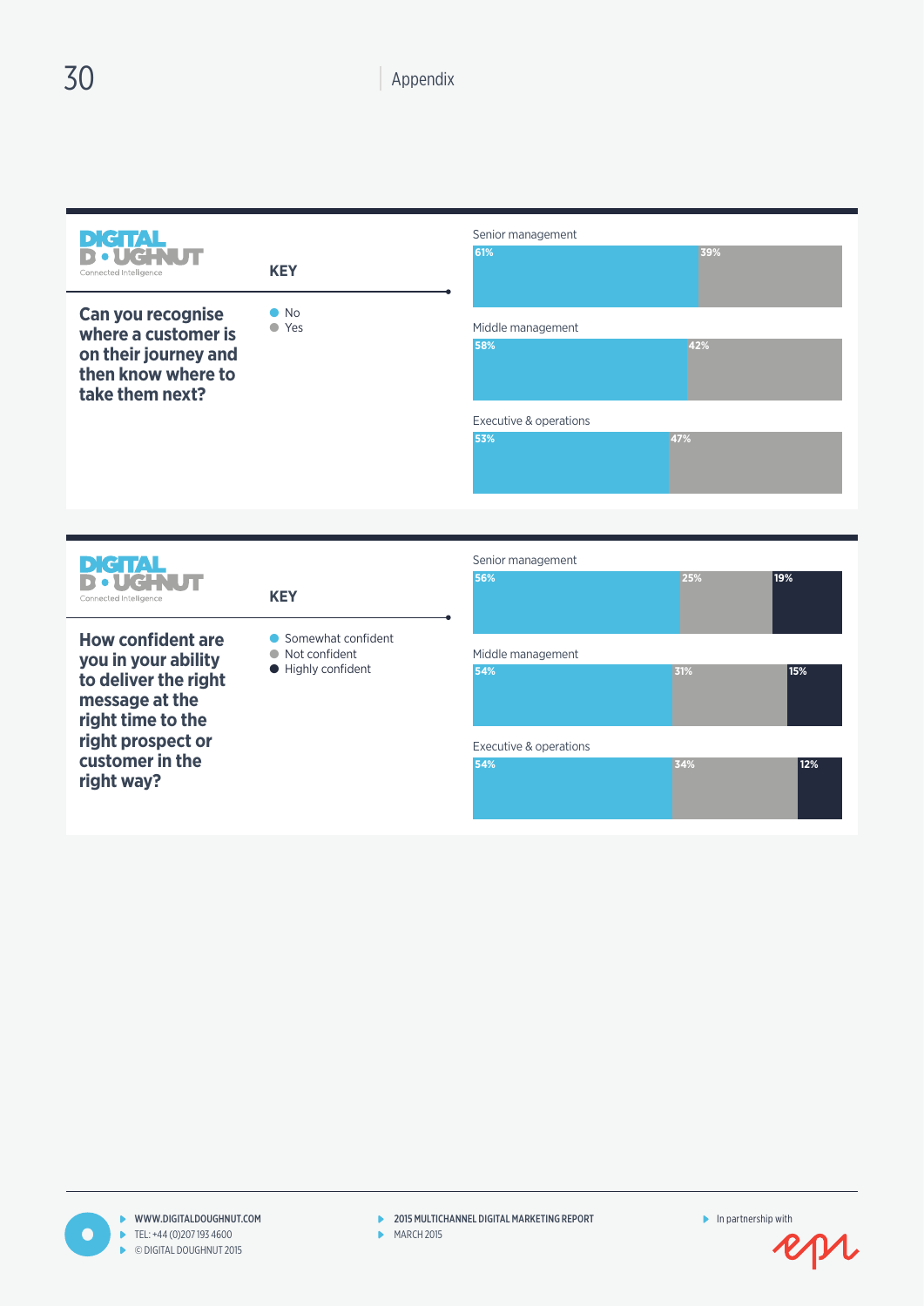Appendix

DIGITAL DOUGHNUT
Connected Intelligence

**Can you recognise where a customer is on their journey and then know where to take them next?**

KEY
- No
- Yes

Senior management
61%
39%

Middle management
58%
42%

Executive & operations
53%
47%

DIGITAL DOUGHNUT
Connected Intelligence

**How confident are you in your ability to deliver the right message at the right time to the right prospect or customer in the right way?**

KEY
- Somewhat confident
- Not confident
- Highly confident

Senior management
56%
25%
19%

Middle management
54%
31%
15%

Executive & operations
54%
34%
12%

WWW.DIGITALDOUGHNUT.COM
TEL: +44 (0)207 193 4600
© DIGITAL DOUGHNUT 2015

2015 MULTICHANNEL DIGITAL MARKETING REPORT
MARCH 2015

In partnership with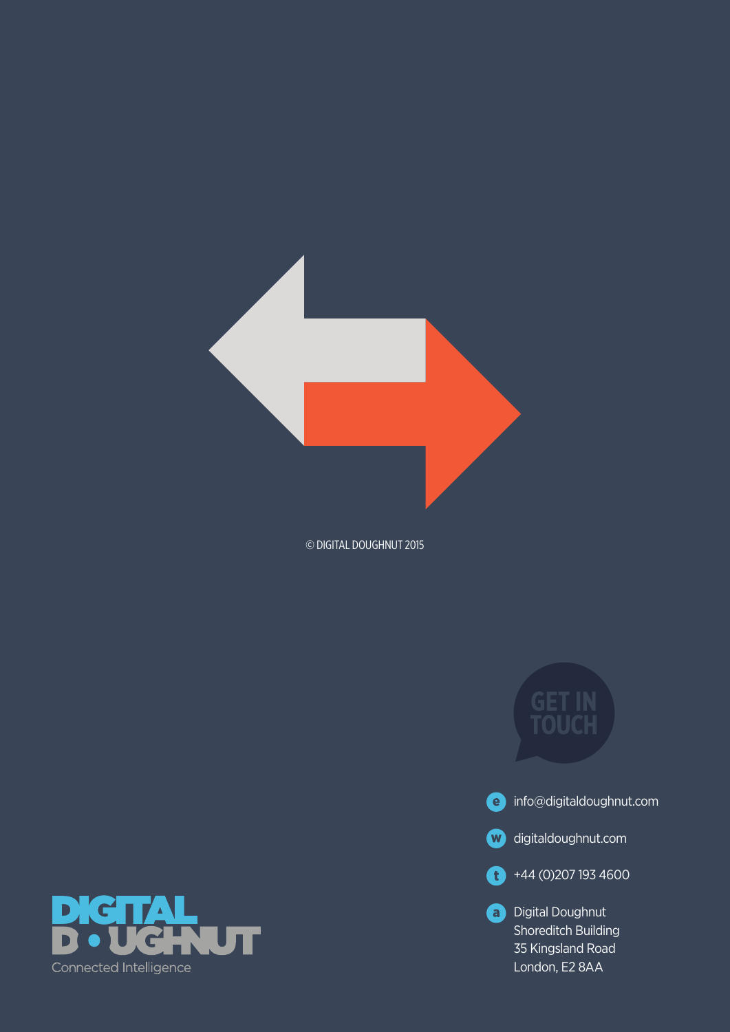© DIGITAL DOUGHNUT 2015

## GET IN TOUCH

e info@digitaldoughnut.com

w digitaldoughnut.com

t +44 (0)207 193 4600

a Digital Doughnut
Shoreditch Building
35 Kingsland Road
London, E2 8AA

DIGITAL DOUGHNUT
Connected Intelligence